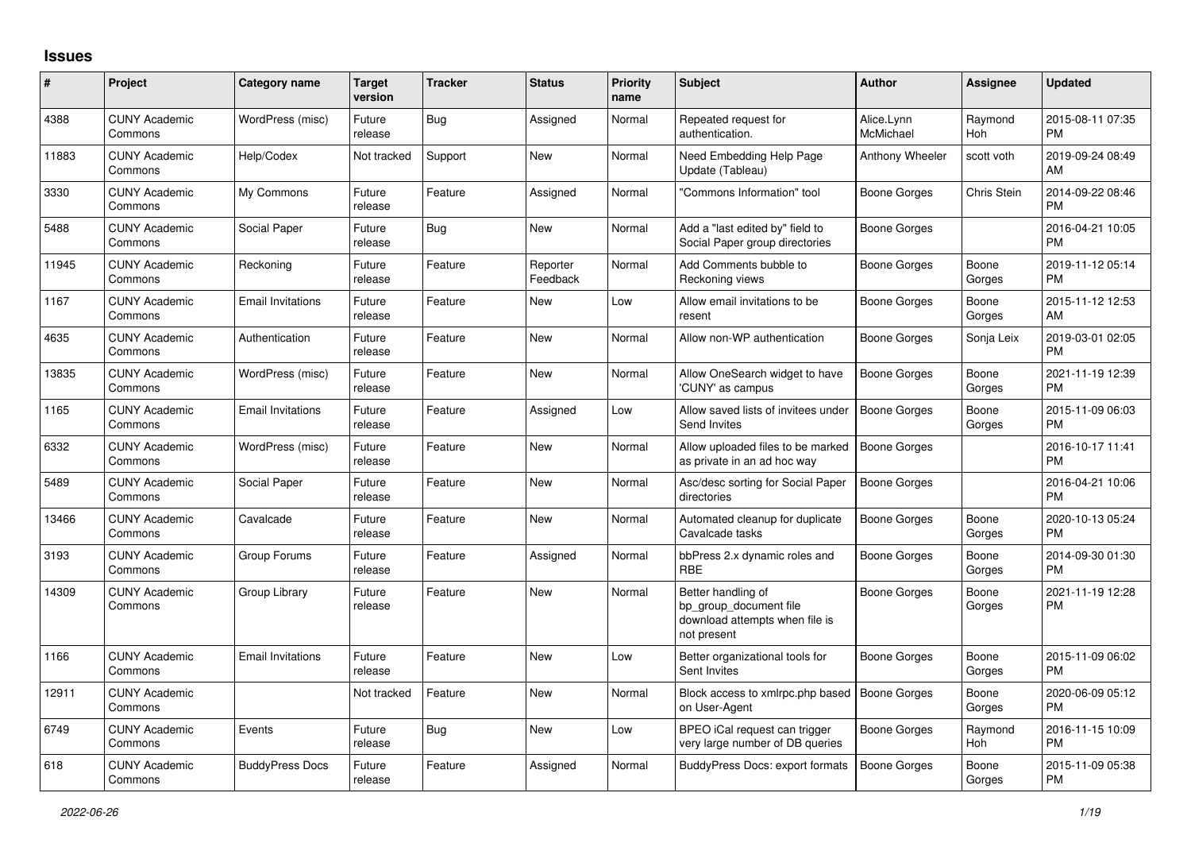## Issues

| # | Project | Category name | Target version | Tracker | Status | Priority name | Subject | Author | Assignee | Updated |
|---|---|---|---|---|---|---|---|---|---|---|
| 4388 | CUNY Academic Commons | WordPress (misc) | Future release | Bug | Assigned | Normal | Repeated request for authentication. | Alice.Lynn McMichael | Raymond Hoh | 2015-08-11 07:35 PM |
| 11883 | CUNY Academic Commons | Help/Codex | Not tracked | Support | New | Normal | Need Embedding Help Page Update (Tableau) | Anthony Wheeler | scott voth | 2019-09-24 08:49 AM |
| 3330 | CUNY Academic Commons | My Commons | Future release | Feature | Assigned | Normal | "Commons Information" tool | Boone Gorges | Chris Stein | 2014-09-22 08:46 PM |
| 5488 | CUNY Academic Commons | Social Paper | Future release | Bug | New | Normal | Add a "last edited by" field to Social Paper group directories | Boone Gorges | | 2016-04-21 10:05 PM |
| 11945 | CUNY Academic Commons | Reckoning | Future release | Feature | Reporter Feedback | Normal | Add Comments bubble to Reckoning views | Boone Gorges | Boone Gorges | 2019-11-12 05:14 PM |
| 1167 | CUNY Academic Commons | Email Invitations | Future release | Feature | New | Low | Allow email invitations to be resent | Boone Gorges | Boone Gorges | 2015-11-12 12:53 AM |
| 4635 | CUNY Academic Commons | Authentication | Future release | Feature | New | Normal | Allow non-WP authentication | Boone Gorges | Sonja Leix | 2019-03-01 02:05 PM |
| 13835 | CUNY Academic Commons | WordPress (misc) | Future release | Feature | New | Normal | Allow OneSearch widget to have 'CUNY' as campus | Boone Gorges | Boone Gorges | 2021-11-19 12:39 PM |
| 1165 | CUNY Academic Commons | Email Invitations | Future release | Feature | Assigned | Low | Allow saved lists of invitees under Send Invites | Boone Gorges | Boone Gorges | 2015-11-09 06:03 PM |
| 6332 | CUNY Academic Commons | WordPress (misc) | Future release | Feature | New | Normal | Allow uploaded files to be marked as private in an ad hoc way | Boone Gorges | | 2016-10-17 11:41 PM |
| 5489 | CUNY Academic Commons | Social Paper | Future release | Feature | New | Normal | Asc/desc sorting for Social Paper directories | Boone Gorges | | 2016-04-21 10:06 PM |
| 13466 | CUNY Academic Commons | Cavalcade | Future release | Feature | New | Normal | Automated cleanup for duplicate Cavalcade tasks | Boone Gorges | Boone Gorges | 2020-10-13 05:24 PM |
| 3193 | CUNY Academic Commons | Group Forums | Future release | Feature | Assigned | Normal | bbPress 2.x dynamic roles and RBE | Boone Gorges | Boone Gorges | 2014-09-30 01:30 PM |
| 14309 | CUNY Academic Commons | Group Library | Future release | Feature | New | Normal | Better handling of bp_group_document file download attempts when file is not present | Boone Gorges | Boone Gorges | 2021-11-19 12:28 PM |
| 1166 | CUNY Academic Commons | Email Invitations | Future release | Feature | New | Low | Better organizational tools for Sent Invites | Boone Gorges | Boone Gorges | 2015-11-09 06:02 PM |
| 12911 | CUNY Academic Commons | | Not tracked | Feature | New | Normal | Block access to xmlrpc.php based on User-Agent | Boone Gorges | Boone Gorges | 2020-06-09 05:12 PM |
| 6749 | CUNY Academic Commons | Events | Future release | Bug | New | Low | BPEO iCal request can trigger very large number of DB queries | Boone Gorges | Raymond Hoh | 2016-11-15 10:09 PM |
| 618 | CUNY Academic Commons | BuddyPress Docs | Future release | Feature | Assigned | Normal | BuddyPress Docs: export formats | Boone Gorges | Boone Gorges | 2015-11-09 05:38 PM |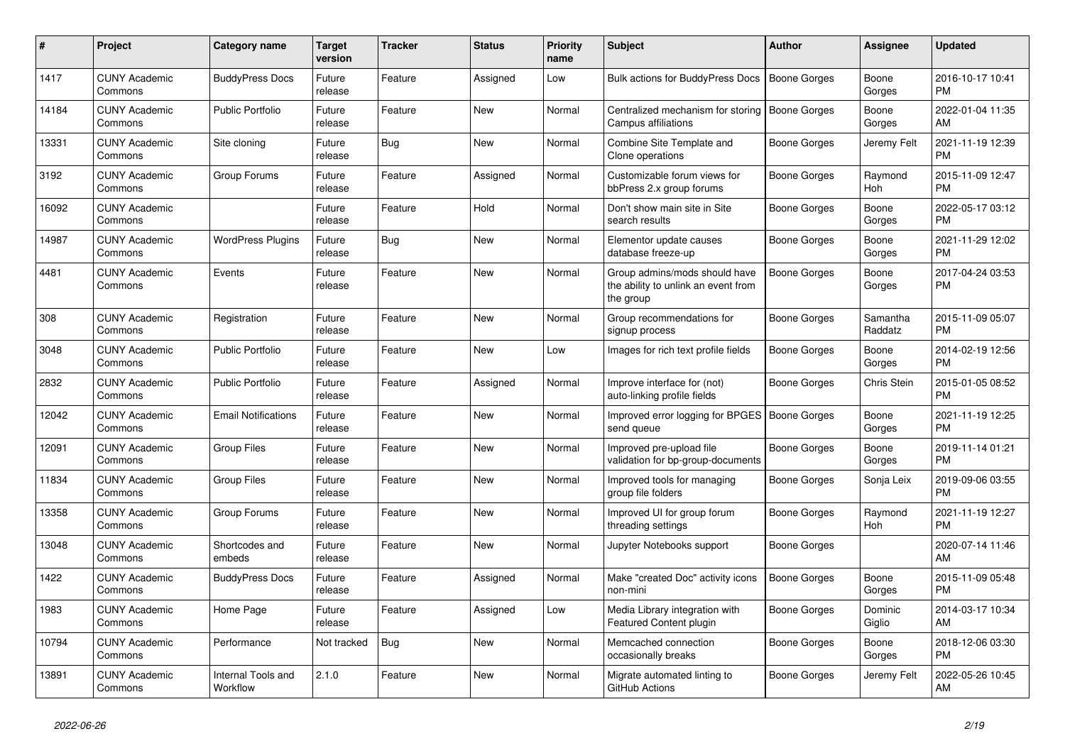| # | Project | Category name | Target version | Tracker | Status | Priority name | Subject | Author | Assignee | Updated |
|---|---|---|---|---|---|---|---|---|---|---|
| 1417 | CUNY Academic Commons | BuddyPress Docs | Future release | Feature | Assigned | Low | Bulk actions for BuddyPress Docs | Boone Gorges | Boone Gorges | 2016-10-17 10:41 PM |
| 14184 | CUNY Academic Commons | Public Portfolio | Future release | Feature | New | Normal | Centralized mechanism for storing Campus affiliations | Boone Gorges | Boone Gorges | 2022-01-04 11:35 AM |
| 13331 | CUNY Academic Commons | Site cloning | Future release | Bug | New | Normal | Combine Site Template and Clone operations | Boone Gorges | Jeremy Felt | 2021-11-19 12:39 PM |
| 3192 | CUNY Academic Commons | Group Forums | Future release | Feature | Assigned | Normal | Customizable forum views for bbPress 2.x group forums | Boone Gorges | Raymond Hoh | 2015-11-09 12:47 PM |
| 16092 | CUNY Academic Commons | | Future release | Feature | Hold | Normal | Don't show main site in Site search results | Boone Gorges | Boone Gorges | 2022-05-17 03:12 PM |
| 14987 | CUNY Academic Commons | WordPress Plugins | Future release | Bug | New | Normal | Elementor update causes database freeze-up | Boone Gorges | Boone Gorges | 2021-11-29 12:02 PM |
| 4481 | CUNY Academic Commons | Events | Future release | Feature | New | Normal | Group admins/mods should have the ability to unlink an event from the group | Boone Gorges | Boone Gorges | 2017-04-24 03:53 PM |
| 308 | CUNY Academic Commons | Registration | Future release | Feature | New | Normal | Group recommendations for signup process | Boone Gorges | Samantha Raddatz | 2015-11-09 05:07 PM |
| 3048 | CUNY Academic Commons | Public Portfolio | Future release | Feature | New | Low | Images for rich text profile fields | Boone Gorges | Boone Gorges | 2014-02-19 12:56 PM |
| 2832 | CUNY Academic Commons | Public Portfolio | Future release | Feature | Assigned | Normal | Improve interface for (not) auto-linking profile fields | Boone Gorges | Chris Stein | 2015-01-05 08:52 PM |
| 12042 | CUNY Academic Commons | Email Notifications | Future release | Feature | New | Normal | Improved error logging for BPGES send queue | Boone Gorges | Boone Gorges | 2021-11-19 12:25 PM |
| 12091 | CUNY Academic Commons | Group Files | Future release | Feature | New | Normal | Improved pre-upload file validation for bp-group-documents | Boone Gorges | Boone Gorges | 2019-11-14 01:21 PM |
| 11834 | CUNY Academic Commons | Group Files | Future release | Feature | New | Normal | Improved tools for managing group file folders | Boone Gorges | Sonja Leix | 2019-09-06 03:55 PM |
| 13358 | CUNY Academic Commons | Group Forums | Future release | Feature | New | Normal | Improved UI for group forum threading settings | Boone Gorges | Raymond Hoh | 2021-11-19 12:27 PM |
| 13048 | CUNY Academic Commons | Shortcodes and embeds | Future release | Feature | New | Normal | Jupyter Notebooks support | Boone Gorges | | 2020-07-14 11:46 AM |
| 1422 | CUNY Academic Commons | BuddyPress Docs | Future release | Feature | Assigned | Normal | Make "created Doc" activity icons non-mini | Boone Gorges | Boone Gorges | 2015-11-09 05:48 PM |
| 1983 | CUNY Academic Commons | Home Page | Future release | Feature | Assigned | Low | Media Library integration with Featured Content plugin | Boone Gorges | Dominic Giglio | 2014-03-17 10:34 AM |
| 10794 | CUNY Academic Commons | Performance | Not tracked | Bug | New | Normal | Memcached connection occasionally breaks | Boone Gorges | Boone Gorges | 2018-12-06 03:30 PM |
| 13891 | CUNY Academic Commons | Internal Tools and Workflow | 2.1.0 | Feature | New | Normal | Migrate automated linting to GitHub Actions | Boone Gorges | Jeremy Felt | 2022-05-26 10:45 AM |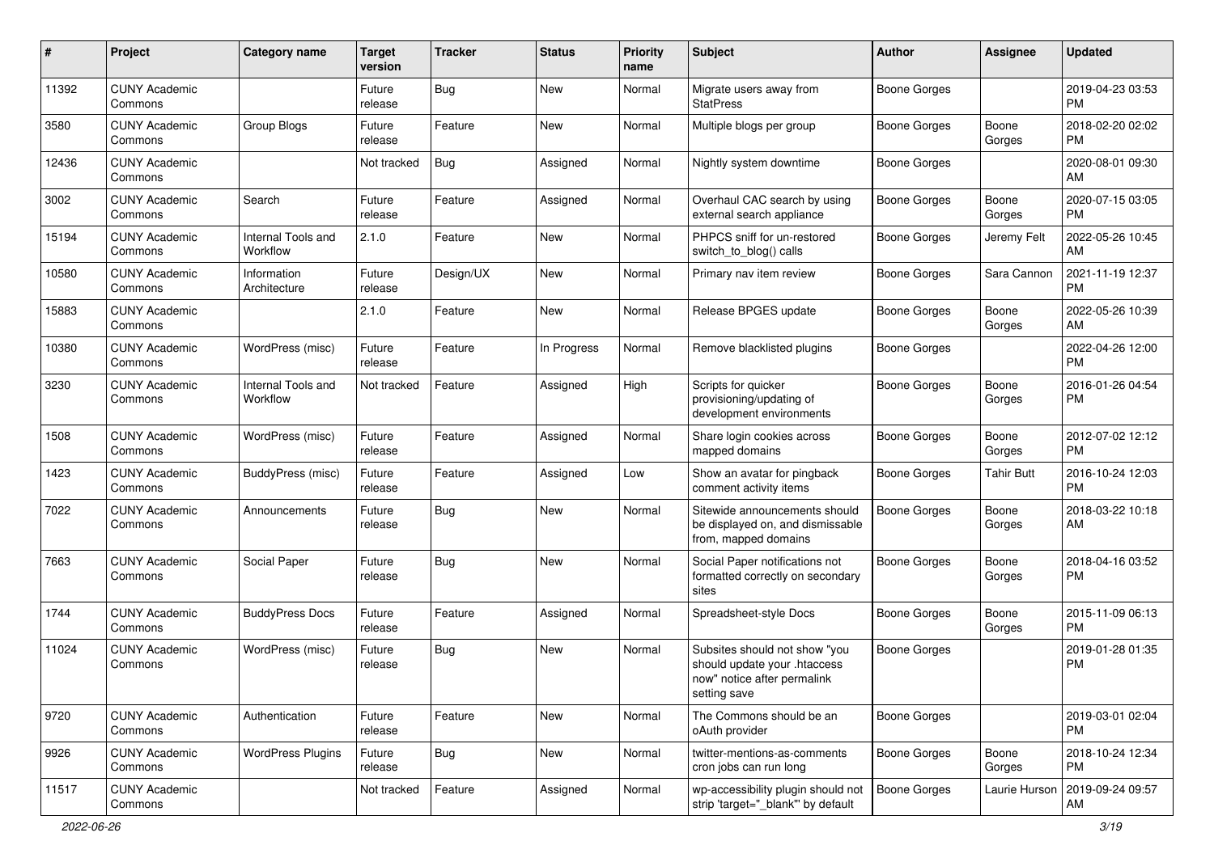| # | Project | Category name | Target version | Tracker | Status | Priority name | Subject | Author | Assignee | Updated |
|---|---|---|---|---|---|---|---|---|---|---|
| 11392 | CUNY Academic Commons | | Future release | Bug | New | Normal | Migrate users away from StatPress | Boone Gorges | | 2019-04-23 03:53 PM |
| 3580 | CUNY Academic Commons | Group Blogs | Future release | Feature | New | Normal | Multiple blogs per group | Boone Gorges | Boone Gorges | 2018-02-20 02:02 PM |
| 12436 | CUNY Academic Commons | | Not tracked | Bug | Assigned | Normal | Nightly system downtime | Boone Gorges | | 2020-08-01 09:30 AM |
| 3002 | CUNY Academic Commons | Search | Future release | Feature | Assigned | Normal | Overhaul CAC search by using external search appliance | Boone Gorges | Boone Gorges | 2020-07-15 03:05 PM |
| 15194 | CUNY Academic Commons | Internal Tools and Workflow | 2.1.0 | Feature | New | Normal | PHPCS sniff for un-restored switch_to_blog() calls | Boone Gorges | Jeremy Felt | 2022-05-26 10:45 AM |
| 10580 | CUNY Academic Commons | Information Architecture | Future release | Design/UX | New | Normal | Primary nav item review | Boone Gorges | Sara Cannon | 2021-11-19 12:37 PM |
| 15883 | CUNY Academic Commons | | 2.1.0 | Feature | New | Normal | Release BPGES update | Boone Gorges | Boone Gorges | 2022-05-26 10:39 AM |
| 10380 | CUNY Academic Commons | WordPress (misc) | Future release | Feature | In Progress | Normal | Remove blacklisted plugins | Boone Gorges | | 2022-04-26 12:00 PM |
| 3230 | CUNY Academic Commons | Internal Tools and Workflow | Not tracked | Feature | Assigned | High | Scripts for quicker provisioning/updating of development environments | Boone Gorges | Boone Gorges | 2016-01-26 04:54 PM |
| 1508 | CUNY Academic Commons | WordPress (misc) | Future release | Feature | Assigned | Normal | Share login cookies across mapped domains | Boone Gorges | Boone Gorges | 2012-07-02 12:12 PM |
| 1423 | CUNY Academic Commons | BuddyPress (misc) | Future release | Feature | Assigned | Low | Show an avatar for pingback comment activity items | Boone Gorges | Tahir Butt | 2016-10-24 12:03 PM |
| 7022 | CUNY Academic Commons | Announcements | Future release | Bug | New | Normal | Sitewide announcements should be displayed on, and dismissable from, mapped domains | Boone Gorges | Boone Gorges | 2018-03-22 10:18 AM |
| 7663 | CUNY Academic Commons | Social Paper | Future release | Bug | New | Normal | Social Paper notifications not formatted correctly on secondary sites | Boone Gorges | Boone Gorges | 2018-04-16 03:52 PM |
| 1744 | CUNY Academic Commons | BuddyPress Docs | Future release | Feature | Assigned | Normal | Spreadsheet-style Docs | Boone Gorges | Boone Gorges | 2015-11-09 06:13 PM |
| 11024 | CUNY Academic Commons | WordPress (misc) | Future release | Bug | New | Normal | Subsites should not show "you should update your .htaccess now" notice after permalink setting save | Boone Gorges | | 2019-01-28 01:35 PM |
| 9720 | CUNY Academic Commons | Authentication | Future release | Feature | New | Normal | The Commons should be an oAuth provider | Boone Gorges | | 2019-03-01 02:04 PM |
| 9926 | CUNY Academic Commons | WordPress Plugins | Future release | Bug | New | Normal | twitter-mentions-as-comments cron jobs can run long | Boone Gorges | Boone Gorges | 2018-10-24 12:34 PM |
| 11517 | CUNY Academic Commons | | Not tracked | Feature | Assigned | Normal | wp-accessibility plugin should not strip 'target="_blank"' by default | Boone Gorges | Laurie Hurson | 2019-09-24 09:57 AM |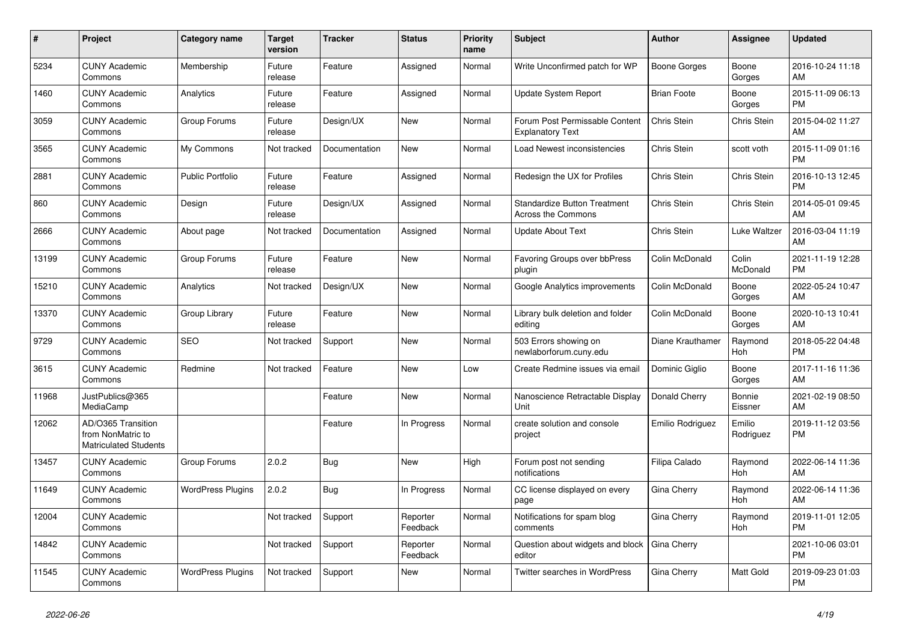| # | Project | Category name | Target version | Tracker | Status | Priority name | Subject | Author | Assignee | Updated |
|---|---|---|---|---|---|---|---|---|---|---|
| 5234 | CUNY Academic Commons | Membership | Future release | Feature | Assigned | Normal | Write Unconfirmed patch for WP | Boone Gorges | Boone Gorges | 2016-10-24 11:18 AM |
| 1460 | CUNY Academic Commons | Analytics | Future release | Feature | Assigned | Normal | Update System Report | Brian Foote | Boone Gorges | 2015-11-09 06:13 PM |
| 3059 | CUNY Academic Commons | Group Forums | Future release | Design/UX | New | Normal | Forum Post Permissable Content Explanatory Text | Chris Stein | Chris Stein | 2015-04-02 11:27 AM |
| 3565 | CUNY Academic Commons | My Commons | Not tracked | Documentation | New | Normal | Load Newest inconsistencies | Chris Stein | scott voth | 2015-11-09 01:16 PM |
| 2881 | CUNY Academic Commons | Public Portfolio | Future release | Feature | Assigned | Normal | Redesign the UX for Profiles | Chris Stein | Chris Stein | 2016-10-13 12:45 PM |
| 860 | CUNY Academic Commons | Design | Future release | Design/UX | Assigned | Normal | Standardize Button Treatment Across the Commons | Chris Stein | Chris Stein | 2014-05-01 09:45 AM |
| 2666 | CUNY Academic Commons | About page | Not tracked | Documentation | Assigned | Normal | Update About Text | Chris Stein | Luke Waltzer | 2016-03-04 11:19 AM |
| 13199 | CUNY Academic Commons | Group Forums | Future release | Feature | New | Normal | Favoring Groups over bbPress plugin | Colin McDonald | Colin McDonald | 2021-11-19 12:28 PM |
| 15210 | CUNY Academic Commons | Analytics | Not tracked | Design/UX | New | Normal | Google Analytics improvements | Colin McDonald | Boone Gorges | 2022-05-24 10:47 AM |
| 13370 | CUNY Academic Commons | Group Library | Future release | Feature | New | Normal | Library bulk deletion and folder editing | Colin McDonald | Boone Gorges | 2020-10-13 10:41 AM |
| 9729 | CUNY Academic Commons | SEO | Not tracked | Support | New | Normal | 503 Errors showing on newlaborforum.cuny.edu | Diane Krauthamer | Raymond Hoh | 2018-05-22 04:48 PM |
| 3615 | CUNY Academic Commons | Redmine | Not tracked | Feature | New | Low | Create Redmine issues via email | Dominic Giglio | Boone Gorges | 2017-11-16 11:36 AM |
| 11968 | JustPublics@365 MediaCamp | | | Feature | New | Normal | Nanoscience Retractable Display Unit | Donald Cherry | Bonnie Eissner | 2021-02-19 08:50 AM |
| 12062 | AD/O365 Transition from NonMatric to Matriculated Students | | | Feature | In Progress | Normal | create solution and console project | Emilio Rodriguez | Emilio Rodriguez | 2019-11-12 03:56 PM |
| 13457 | CUNY Academic Commons | Group Forums | 2.0.2 | Bug | New | High | Forum post not sending notifications | Filipa Calado | Raymond Hoh | 2022-06-14 11:36 AM |
| 11649 | CUNY Academic Commons | WordPress Plugins | 2.0.2 | Bug | In Progress | Normal | CC license displayed on every page | Gina Cherry | Raymond Hoh | 2022-06-14 11:36 AM |
| 12004 | CUNY Academic Commons | | Not tracked | Support | Reporter Feedback | Normal | Notifications for spam blog comments | Gina Cherry | Raymond Hoh | 2019-11-01 12:05 PM |
| 14842 | CUNY Academic Commons | | Not tracked | Support | Reporter Feedback | Normal | Question about widgets and block editor | Gina Cherry | | 2021-10-06 03:01 PM |
| 11545 | CUNY Academic Commons | WordPress Plugins | Not tracked | Support | New | Normal | Twitter searches in WordPress | Gina Cherry | Matt Gold | 2019-09-23 01:03 PM |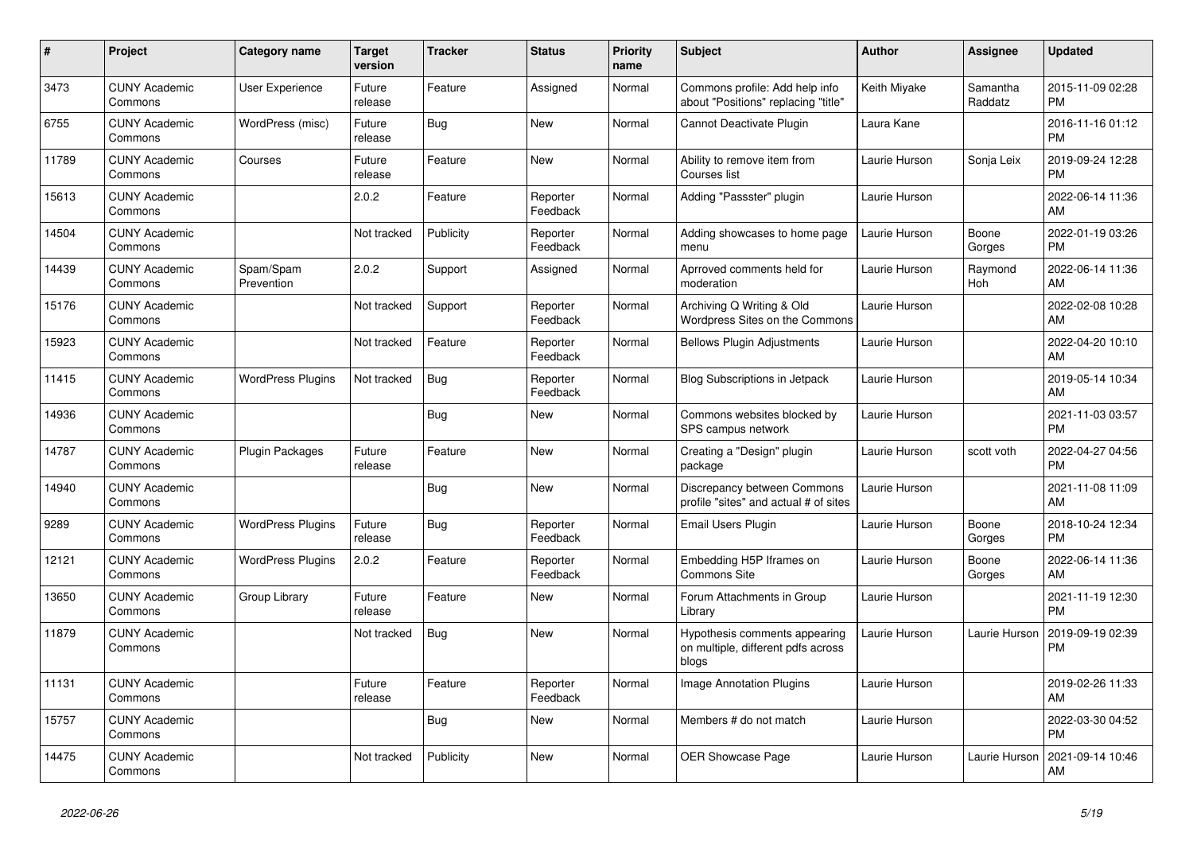| # | Project | Category name | Target version | Tracker | Status | Priority name | Subject | Author | Assignee | Updated |
|---|---|---|---|---|---|---|---|---|---|---|
| 3473 | CUNY Academic Commons | User Experience | Future release | Feature | Assigned | Normal | Commons profile: Add help info about "Positions" replacing "title" | Keith Miyake | Samantha Raddatz | 2015-11-09 02:28 PM |
| 6755 | CUNY Academic Commons | WordPress (misc) | Future release | Bug | New | Normal | Cannot Deactivate Plugin | Laura Kane | | 2016-11-16 01:12 PM |
| 11789 | CUNY Academic Commons | Courses | Future release | Feature | New | Normal | Ability to remove item from Courses list | Laurie Hurson | Sonja Leix | 2019-09-24 12:28 PM |
| 15613 | CUNY Academic Commons | | 2.0.2 | Feature | Reporter Feedback | Normal | Adding "Passster" plugin | Laurie Hurson | | 2022-06-14 11:36 AM |
| 14504 | CUNY Academic Commons | | Not tracked | Publicity | Reporter Feedback | Normal | Adding showcases to home page menu | Laurie Hurson | Boone Gorges | 2022-01-19 03:26 PM |
| 14439 | CUNY Academic Commons | Spam/Spam Prevention | 2.0.2 | Support | Assigned | Normal | Aprroved comments held for moderation | Laurie Hurson | Raymond Hoh | 2022-06-14 11:36 AM |
| 15176 | CUNY Academic Commons | | Not tracked | Support | Reporter Feedback | Normal | Archiving Q Writing & Old Wordpress Sites on the Commons | Laurie Hurson | | 2022-02-08 10:28 AM |
| 15923 | CUNY Academic Commons | | Not tracked | Feature | Reporter Feedback | Normal | Bellows Plugin Adjustments | Laurie Hurson | | 2022-04-20 10:10 AM |
| 11415 | CUNY Academic Commons | WordPress Plugins | Not tracked | Bug | Reporter Feedback | Normal | Blog Subscriptions in Jetpack | Laurie Hurson | | 2019-05-14 10:34 AM |
| 14936 | CUNY Academic Commons | | | Bug | New | Normal | Commons websites blocked by SPS campus network | Laurie Hurson | | 2021-11-03 03:57 PM |
| 14787 | CUNY Academic Commons | Plugin Packages | Future release | Feature | New | Normal | Creating a "Design" plugin package | Laurie Hurson | scott voth | 2022-04-27 04:56 PM |
| 14940 | CUNY Academic Commons | | | Bug | New | Normal | Discrepancy between Commons profile "sites" and actual # of sites | Laurie Hurson | | 2021-11-08 11:09 AM |
| 9289 | CUNY Academic Commons | WordPress Plugins | Future release | Bug | Reporter Feedback | Normal | Email Users Plugin | Laurie Hurson | Boone Gorges | 2018-10-24 12:34 PM |
| 12121 | CUNY Academic Commons | WordPress Plugins | 2.0.2 | Feature | Reporter Feedback | Normal | Embedding H5P Iframes on Commons Site | Laurie Hurson | Boone Gorges | 2022-06-14 11:36 AM |
| 13650 | CUNY Academic Commons | Group Library | Future release | Feature | New | Normal | Forum Attachments in Group Library | Laurie Hurson | | 2021-11-19 12:30 PM |
| 11879 | CUNY Academic Commons | | Not tracked | Bug | New | Normal | Hypothesis comments appearing on multiple, different pdfs across blogs | Laurie Hurson | Laurie Hurson | 2019-09-19 02:39 PM |
| 11131 | CUNY Academic Commons | | Future release | Feature | Reporter Feedback | Normal | Image Annotation Plugins | Laurie Hurson | | 2019-02-26 11:33 AM |
| 15757 | CUNY Academic Commons | | | Bug | New | Normal | Members # do not match | Laurie Hurson | | 2022-03-30 04:52 PM |
| 14475 | CUNY Academic Commons | | Not tracked | Publicity | New | Normal | OER Showcase Page | Laurie Hurson | Laurie Hurson | 2021-09-14 10:46 AM |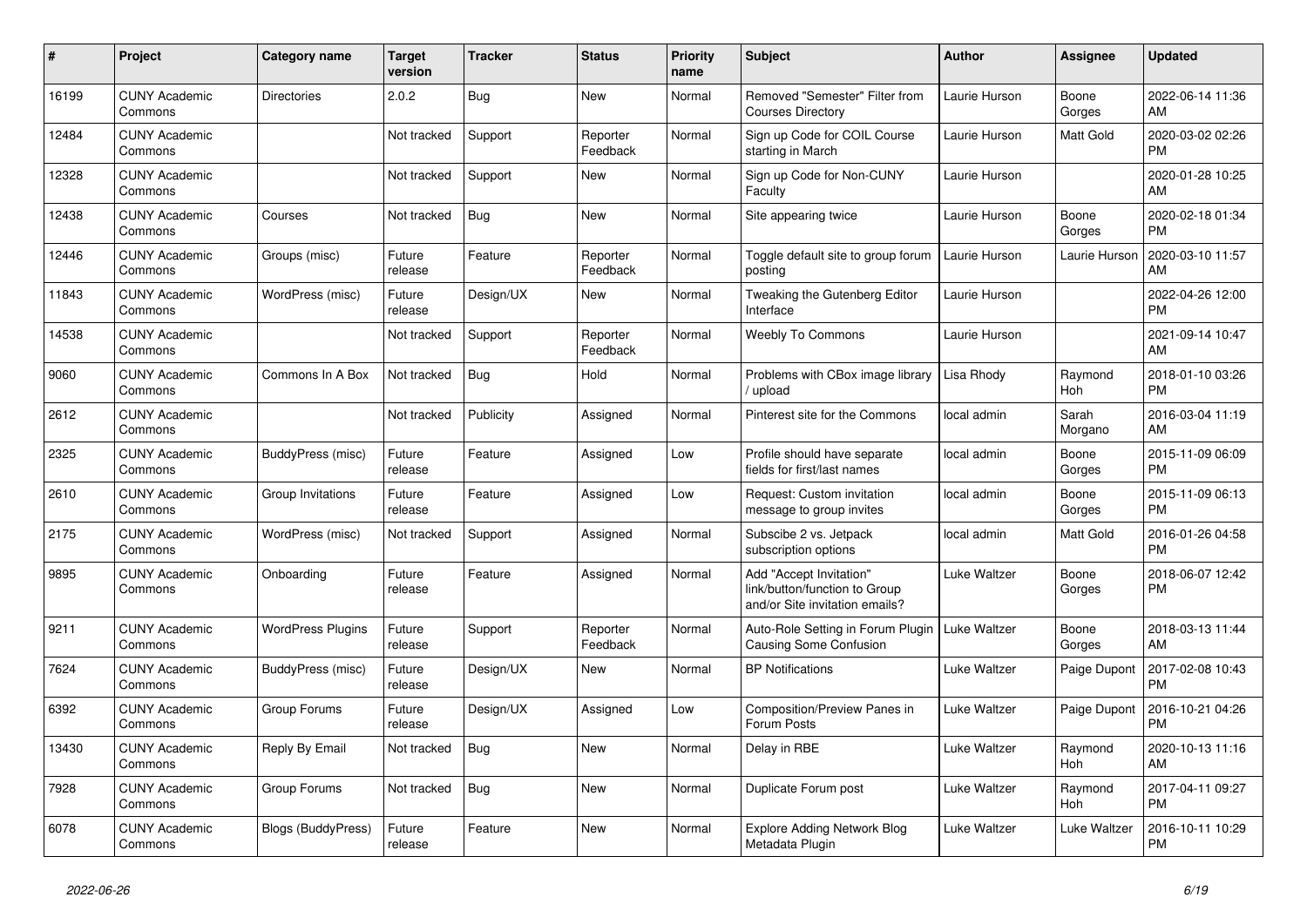| # | Project | Category name | Target version | Tracker | Status | Priority name | Subject | Author | Assignee | Updated |
|---|---|---|---|---|---|---|---|---|---|---|
| 16199 | CUNY Academic Commons | Directories | 2.0.2 | Bug | New | Normal | Removed "Semester" Filter from Courses Directory | Laurie Hurson | Boone Gorges | 2022-06-14 11:36 AM |
| 12484 | CUNY Academic Commons | | Not tracked | Support | Reporter Feedback | Normal | Sign up Code for COIL Course starting in March | Laurie Hurson | Matt Gold | 2020-03-02 02:26 PM |
| 12328 | CUNY Academic Commons | | Not tracked | Support | New | Normal | Sign up Code for Non-CUNY Faculty | Laurie Hurson | | 2020-01-28 10:25 AM |
| 12438 | CUNY Academic Commons | Courses | Not tracked | Bug | New | Normal | Site appearing twice | Laurie Hurson | Boone Gorges | 2020-02-18 01:34 PM |
| 12446 | CUNY Academic Commons | Groups (misc) | Future release | Feature | Reporter Feedback | Normal | Toggle default site to group forum posting | Laurie Hurson | Laurie Hurson | 2020-03-10 11:57 AM |
| 11843 | CUNY Academic Commons | WordPress (misc) | Future release | Design/UX | New | Normal | Tweaking the Gutenberg Editor Interface | Laurie Hurson | | 2022-04-26 12:00 PM |
| 14538 | CUNY Academic Commons | | Not tracked | Support | Reporter Feedback | Normal | Weebly To Commons | Laurie Hurson | | 2021-09-14 10:47 AM |
| 9060 | CUNY Academic Commons | Commons In A Box | Not tracked | Bug | Hold | Normal | Problems with CBox image library / upload | Lisa Rhody | Raymond Hoh | 2018-01-10 03:26 PM |
| 2612 | CUNY Academic Commons | | Not tracked | Publicity | Assigned | Normal | Pinterest site for the Commons | local admin | Sarah Morgano | 2016-03-04 11:19 AM |
| 2325 | CUNY Academic Commons | BuddyPress (misc) | Future release | Feature | Assigned | Low | Profile should have separate fields for first/last names | local admin | Boone Gorges | 2015-11-09 06:09 PM |
| 2610 | CUNY Academic Commons | Group Invitations | Future release | Feature | Assigned | Low | Request: Custom invitation message to group invites | local admin | Boone Gorges | 2015-11-09 06:13 PM |
| 2175 | CUNY Academic Commons | WordPress (misc) | Not tracked | Support | Assigned | Normal | Subscibe 2 vs. Jetpack subscription options | local admin | Matt Gold | 2016-01-26 04:58 PM |
| 9895 | CUNY Academic Commons | Onboarding | Future release | Feature | Assigned | Normal | Add "Accept Invitation" link/button/function to Group and/or Site invitation emails? | Luke Waltzer | Boone Gorges | 2018-06-07 12:42 PM |
| 9211 | CUNY Academic Commons | WordPress Plugins | Future release | Support | Reporter Feedback | Normal | Auto-Role Setting in Forum Plugin Causing Some Confusion | Luke Waltzer | Boone Gorges | 2018-03-13 11:44 AM |
| 7624 | CUNY Academic Commons | BuddyPress (misc) | Future release | Design/UX | New | Normal | BP Notifications | Luke Waltzer | Paige Dupont | 2017-02-08 10:43 PM |
| 6392 | CUNY Academic Commons | Group Forums | Future release | Design/UX | Assigned | Low | Composition/Preview Panes in Forum Posts | Luke Waltzer | Paige Dupont | 2016-10-21 04:26 PM |
| 13430 | CUNY Academic Commons | Reply By Email | Not tracked | Bug | New | Normal | Delay in RBE | Luke Waltzer | Raymond Hoh | 2020-10-13 11:16 AM |
| 7928 | CUNY Academic Commons | Group Forums | Not tracked | Bug | New | Normal | Duplicate Forum post | Luke Waltzer | Raymond Hoh | 2017-04-11 09:27 PM |
| 6078 | CUNY Academic Commons | Blogs (BuddyPress) | Future release | Feature | New | Normal | Explore Adding Network Blog Metadata Plugin | Luke Waltzer | Luke Waltzer | 2016-10-11 10:29 PM |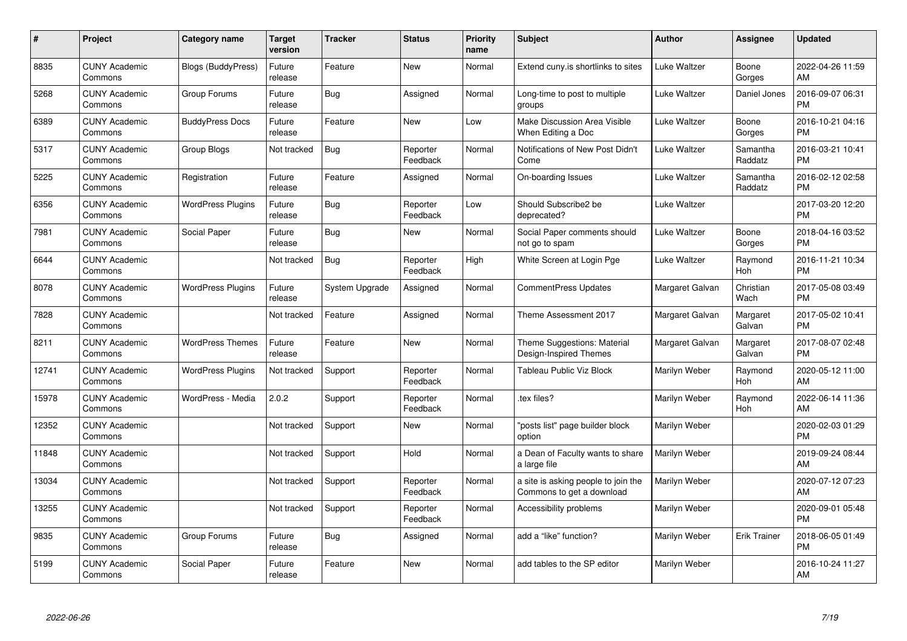| # | Project | Category name | Target version | Tracker | Status | Priority name | Subject | Author | Assignee | Updated |
|---|---|---|---|---|---|---|---|---|---|---|
| 8835 | CUNY Academic Commons | Blogs (BuddyPress) | Future release | Feature | New | Normal | Extend cuny.is shortlinks to sites | Luke Waltzer | Boone Gorges | 2022-04-26 11:59 AM |
| 5268 | CUNY Academic Commons | Group Forums | Future release | Bug | Assigned | Normal | Long-time to post to multiple groups | Luke Waltzer | Daniel Jones | 2016-09-07 06:31 PM |
| 6389 | CUNY Academic Commons | BuddyPress Docs | Future release | Feature | New | Low | Make Discussion Area Visible When Editing a Doc | Luke Waltzer | Boone Gorges | 2016-10-21 04:16 PM |
| 5317 | CUNY Academic Commons | Group Blogs | Not tracked | Bug | Reporter Feedback | Normal | Notifications of New Post Didn't Come | Luke Waltzer | Samantha Raddatz | 2016-03-21 10:41 PM |
| 5225 | CUNY Academic Commons | Registration | Future release | Feature | Assigned | Normal | On-boarding Issues | Luke Waltzer | Samantha Raddatz | 2016-02-12 02:58 PM |
| 6356 | CUNY Academic Commons | WordPress Plugins | Future release | Bug | Reporter Feedback | Low | Should Subscribe2 be deprecated? | Luke Waltzer | | 2017-03-20 12:20 PM |
| 7981 | CUNY Academic Commons | Social Paper | Future release | Bug | New | Normal | Social Paper comments should not go to spam | Luke Waltzer | Boone Gorges | 2018-04-16 03:52 PM |
| 6644 | CUNY Academic Commons | | Not tracked | Bug | Reporter Feedback | High | White Screen at Login Pge | Luke Waltzer | Raymond Hoh | 2016-11-21 10:34 PM |
| 8078 | CUNY Academic Commons | WordPress Plugins | Future release | System Upgrade | Assigned | Normal | CommentPress Updates | Margaret Galvan | Christian Wach | 2017-05-08 03:49 PM |
| 7828 | CUNY Academic Commons | | Not tracked | Feature | Assigned | Normal | Theme Assessment 2017 | Margaret Galvan | Margaret Galvan | 2017-05-02 10:41 PM |
| 8211 | CUNY Academic Commons | WordPress Themes | Future release | Feature | New | Normal | Theme Suggestions: Material Design-Inspired Themes | Margaret Galvan | Margaret Galvan | 2017-08-07 02:48 PM |
| 12741 | CUNY Academic Commons | WordPress Plugins | Not tracked | Support | Reporter Feedback | Normal | Tableau Public Viz Block | Marilyn Weber | Raymond Hoh | 2020-05-12 11:00 AM |
| 15978 | CUNY Academic Commons | WordPress - Media | 2.0.2 | Support | Reporter Feedback | Normal | .tex files? | Marilyn Weber | Raymond Hoh | 2022-06-14 11:36 AM |
| 12352 | CUNY Academic Commons | | Not tracked | Support | New | Normal | "posts list" page builder block option | Marilyn Weber | | 2020-02-03 01:29 PM |
| 11848 | CUNY Academic Commons | | Not tracked | Support | Hold | Normal | a Dean of Faculty wants to share a large file | Marilyn Weber | | 2019-09-24 08:44 AM |
| 13034 | CUNY Academic Commons | | Not tracked | Support | Reporter Feedback | Normal | a site is asking people to join the Commons to get a download | Marilyn Weber | | 2020-07-12 07:23 AM |
| 13255 | CUNY Academic Commons | | Not tracked | Support | Reporter Feedback | Normal | Accessibility problems | Marilyn Weber | | 2020-09-01 05:48 PM |
| 9835 | CUNY Academic Commons | Group Forums | Future release | Bug | Assigned | Normal | add a "like" function? | Marilyn Weber | Erik Trainer | 2018-06-05 01:49 PM |
| 5199 | CUNY Academic Commons | Social Paper | Future release | Feature | New | Normal | add tables to the SP editor | Marilyn Weber | | 2016-10-24 11:27 AM |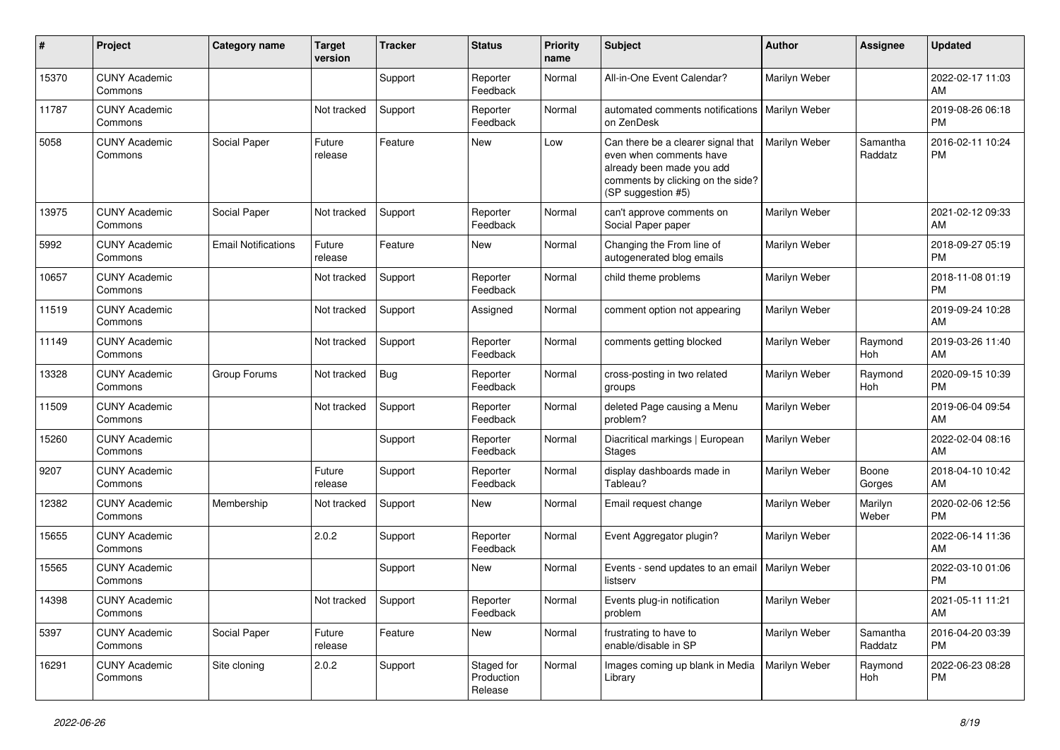| # | Project | Category name | Target version | Tracker | Status | Priority name | Subject | Author | Assignee | Updated |
|---|---|---|---|---|---|---|---|---|---|---|
| 15370 | CUNY Academic Commons | | | Support | Reporter Feedback | Normal | All-in-One Event Calendar? | Marilyn Weber | | 2022-02-17 11:03 AM |
| 11787 | CUNY Academic Commons | | Not tracked | Support | Reporter Feedback | Normal | automated comments notifications on ZenDesk | Marilyn Weber | | 2019-08-26 06:18 PM |
| 5058 | CUNY Academic Commons | Social Paper | Future release | Feature | New | Low | Can there be a clearer signal that even when comments have already been made you add comments by clicking on the side? (SP suggestion #5) | Marilyn Weber | Samantha Raddatz | 2016-02-11 10:24 PM |
| 13975 | CUNY Academic Commons | Social Paper | Not tracked | Support | Reporter Feedback | Normal | can't approve comments on Social Paper paper | Marilyn Weber | | 2021-02-12 09:33 AM |
| 5992 | CUNY Academic Commons | Email Notifications | Future release | Feature | New | Normal | Changing the From line of autogenerated blog emails | Marilyn Weber | | 2018-09-27 05:19 PM |
| 10657 | CUNY Academic Commons | | Not tracked | Support | Reporter Feedback | Normal | child theme problems | Marilyn Weber | | 2018-11-08 01:19 PM |
| 11519 | CUNY Academic Commons | | Not tracked | Support | Assigned | Normal | comment option not appearing | Marilyn Weber | | 2019-09-24 10:28 AM |
| 11149 | CUNY Academic Commons | | Not tracked | Support | Reporter Feedback | Normal | comments getting blocked | Marilyn Weber | Raymond Hoh | 2019-03-26 11:40 AM |
| 13328 | CUNY Academic Commons | Group Forums | Not tracked | Bug | Reporter Feedback | Normal | cross-posting in two related groups | Marilyn Weber | Raymond Hoh | 2020-09-15 10:39 PM |
| 11509 | CUNY Academic Commons | | Not tracked | Support | Reporter Feedback | Normal | deleted Page causing a Menu problem? | Marilyn Weber | | 2019-06-04 09:54 AM |
| 15260 | CUNY Academic Commons | | | Support | Reporter Feedback | Normal | Diacritical markings \| European Stages | Marilyn Weber | | 2022-02-04 08:16 AM |
| 9207 | CUNY Academic Commons | | Future release | Support | Reporter Feedback | Normal | display dashboards made in Tableau? | Marilyn Weber | Boone Gorges | 2018-04-10 10:42 AM |
| 12382 | CUNY Academic Commons | Membership | Not tracked | Support | New | Normal | Email request change | Marilyn Weber | Marilyn Weber | 2020-02-06 12:56 PM |
| 15655 | CUNY Academic Commons | | 2.0.2 | Support | Reporter Feedback | Normal | Event Aggregator plugin? | Marilyn Weber | | 2022-06-14 11:36 AM |
| 15565 | CUNY Academic Commons | | | Support | New | Normal | Events - send updates to an email listserv | Marilyn Weber | | 2022-03-10 01:06 PM |
| 14398 | CUNY Academic Commons | | Not tracked | Support | Reporter Feedback | Normal | Events plug-in notification problem | Marilyn Weber | | 2021-05-11 11:21 AM |
| 5397 | CUNY Academic Commons | Social Paper | Future release | Feature | New | Normal | frustrating to have to enable/disable in SP | Marilyn Weber | Samantha Raddatz | 2016-04-20 03:39 PM |
| 16291 | CUNY Academic Commons | Site cloning | 2.0.2 | Support | Staged for Production Release | Normal | Images coming up blank in Media Library | Marilyn Weber | Raymond Hoh | 2022-06-23 08:28 PM |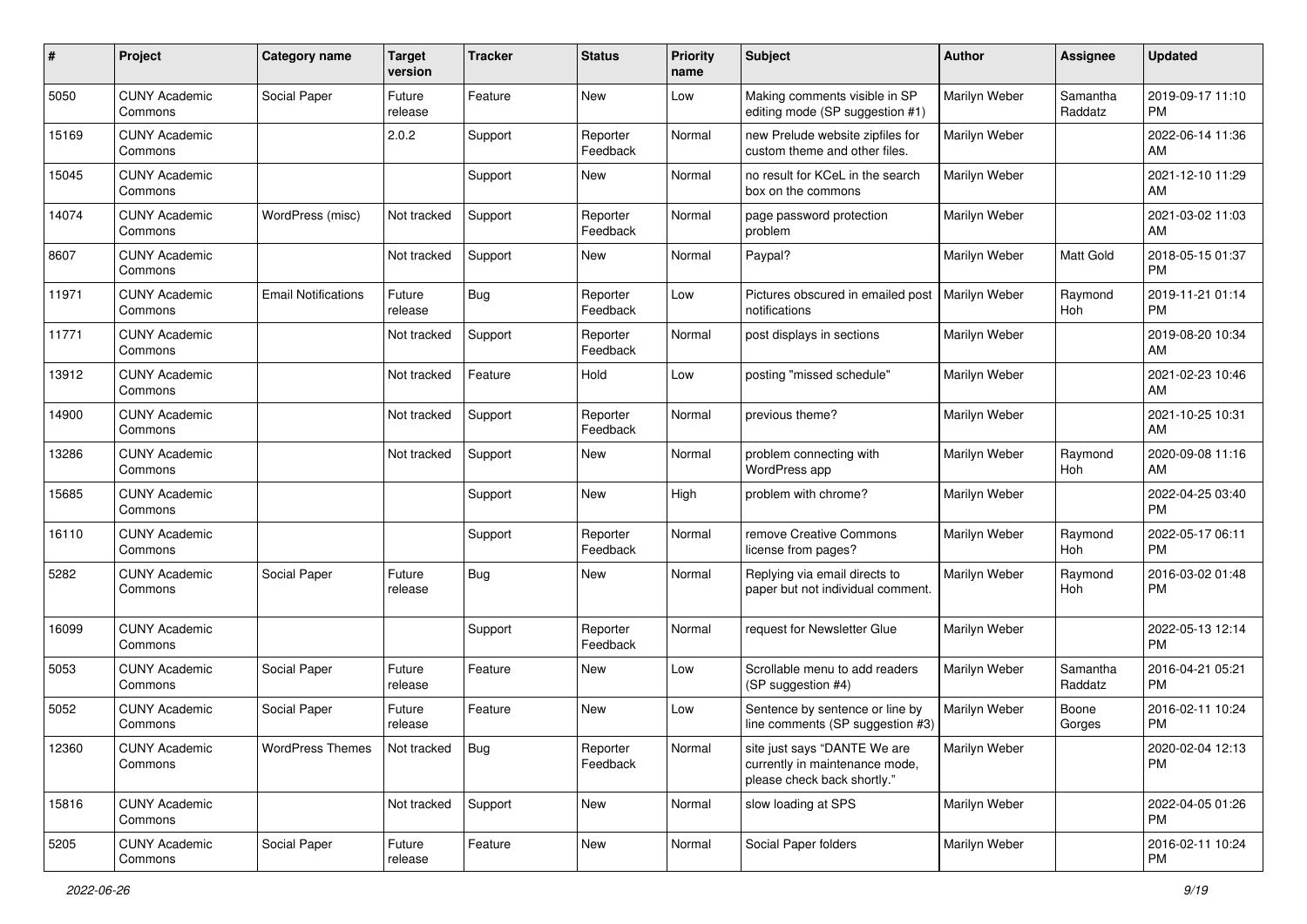| # | Project | Category name | Target version | Tracker | Status | Priority name | Subject | Author | Assignee | Updated |
|---|---|---|---|---|---|---|---|---|---|---|
| 5050 | CUNY Academic Commons | Social Paper | Future release | Feature | New | Low | Making comments visible in SP editing mode (SP suggestion #1) | Marilyn Weber | Samantha Raddatz | 2019-09-17 11:10 PM |
| 15169 | CUNY Academic Commons | | 2.0.2 | Support | Reporter Feedback | Normal | new Prelude website zipfiles for custom theme and other files. | Marilyn Weber | | 2022-06-14 11:36 AM |
| 15045 | CUNY Academic Commons | | | Support | New | Normal | no result for KCeL in the search box on the commons | Marilyn Weber | | 2021-12-10 11:29 AM |
| 14074 | CUNY Academic Commons | WordPress (misc) | Not tracked | Support | Reporter Feedback | Normal | page password protection problem | Marilyn Weber | | 2021-03-02 11:03 AM |
| 8607 | CUNY Academic Commons | | Not tracked | Support | New | Normal | Paypal? | Marilyn Weber | Matt Gold | 2018-05-15 01:37 PM |
| 11971 | CUNY Academic Commons | Email Notifications | Future release | Bug | Reporter Feedback | Low | Pictures obscured in emailed post notifications | Marilyn Weber | Raymond Hoh | 2019-11-21 01:14 PM |
| 11771 | CUNY Academic Commons | | Not tracked | Support | Reporter Feedback | Normal | post displays in sections | Marilyn Weber | | 2019-08-20 10:34 AM |
| 13912 | CUNY Academic Commons | | Not tracked | Feature | Hold | Low | posting "missed schedule" | Marilyn Weber | | 2021-02-23 10:46 AM |
| 14900 | CUNY Academic Commons | | Not tracked | Support | Reporter Feedback | Normal | previous theme? | Marilyn Weber | | 2021-10-25 10:31 AM |
| 13286 | CUNY Academic Commons | | Not tracked | Support | New | Normal | problem connecting with WordPress app | Marilyn Weber | Raymond Hoh | 2020-09-08 11:16 AM |
| 15685 | CUNY Academic Commons | | | Support | New | High | problem with chrome? | Marilyn Weber | | 2022-04-25 03:40 PM |
| 16110 | CUNY Academic Commons | | | Support | Reporter Feedback | Normal | remove Creative Commons license from pages? | Marilyn Weber | Raymond Hoh | 2022-05-17 06:11 PM |
| 5282 | CUNY Academic Commons | Social Paper | Future release | Bug | New | Normal | Replying via email directs to paper but not individual comment. | Marilyn Weber | Raymond Hoh | 2016-03-02 01:48 PM |
| 16099 | CUNY Academic Commons | | | Support | Reporter Feedback | Normal | request for Newsletter Glue | Marilyn Weber | | 2022-05-13 12:14 PM |
| 5053 | CUNY Academic Commons | Social Paper | Future release | Feature | New | Low | Scrollable menu to add readers (SP suggestion #4) | Marilyn Weber | Samantha Raddatz | 2016-04-21 05:21 PM |
| 5052 | CUNY Academic Commons | Social Paper | Future release | Feature | New | Low | Sentence by sentence or line by line comments (SP suggestion #3) | Marilyn Weber | Boone Gorges | 2016-02-11 10:24 PM |
| 12360 | CUNY Academic Commons | WordPress Themes | Not tracked | Bug | Reporter Feedback | Normal | site just says "DANTE We are currently in maintenance mode, please check back shortly." | Marilyn Weber | | 2020-02-04 12:13 PM |
| 15816 | CUNY Academic Commons | | Not tracked | Support | New | Normal | slow loading at SPS | Marilyn Weber | | 2022-04-05 01:26 PM |
| 5205 | CUNY Academic Commons | Social Paper | Future release | Feature | New | Normal | Social Paper folders | Marilyn Weber | | 2016-02-11 10:24 PM |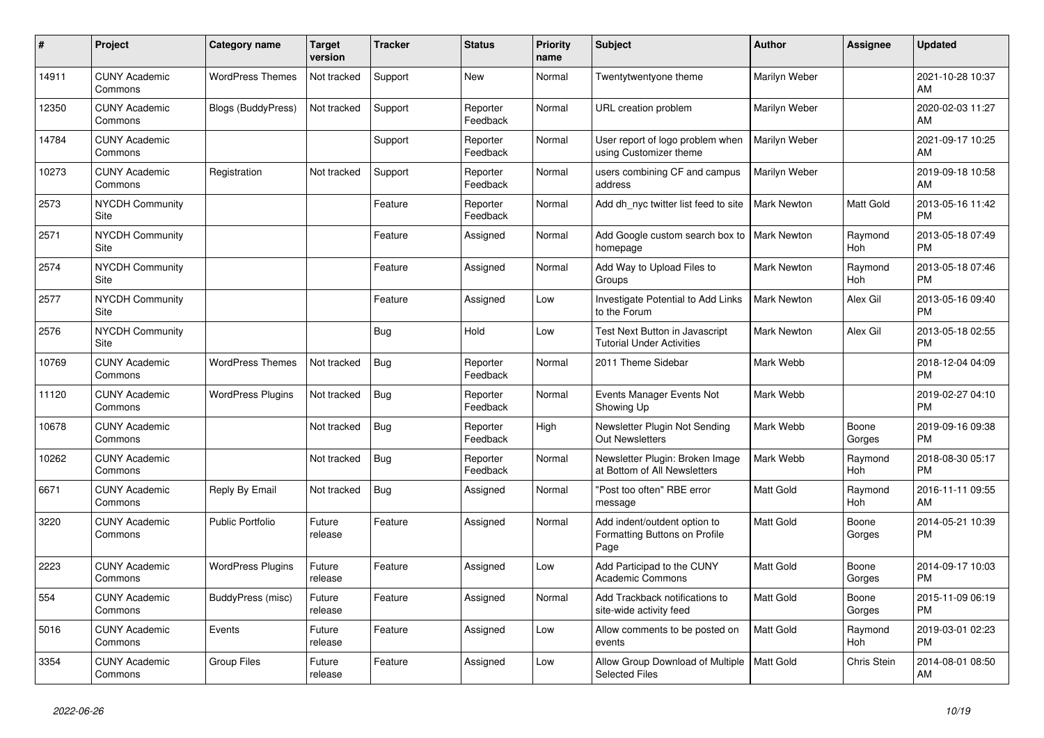| # | Project | Category name | Target version | Tracker | Status | Priority name | Subject | Author | Assignee | Updated |
|---|---|---|---|---|---|---|---|---|---|---|
| 14911 | CUNY Academic Commons | WordPress Themes | Not tracked | Support | New | Normal | Twentytwentyone theme | Marilyn Weber | | 2021-10-28 10:37 AM |
| 12350 | CUNY Academic Commons | Blogs (BuddyPress) | Not tracked | Support | Reporter Feedback | Normal | URL creation problem | Marilyn Weber | | 2020-02-03 11:27 AM |
| 14784 | CUNY Academic Commons | | | Support | Reporter Feedback | Normal | User report of logo problem when using Customizer theme | Marilyn Weber | | 2021-09-17 10:25 AM |
| 10273 | CUNY Academic Commons | Registration | Not tracked | Support | Reporter Feedback | Normal | users combining CF and campus address | Marilyn Weber | | 2019-09-18 10:58 AM |
| 2573 | NYCDH Community Site | | | Feature | Reporter Feedback | Normal | Add dh_nyc twitter list feed to site | Mark Newton | Matt Gold | 2013-05-16 11:42 PM |
| 2571 | NYCDH Community Site | | | Feature | Assigned | Normal | Add Google custom search box to homepage | Mark Newton | Raymond Hoh | 2013-05-18 07:49 PM |
| 2574 | NYCDH Community Site | | | Feature | Assigned | Normal | Add Way to Upload Files to Groups | Mark Newton | Raymond Hoh | 2013-05-18 07:46 PM |
| 2577 | NYCDH Community Site | | | Feature | Assigned | Low | Investigate Potential to Add Links to the Forum | Mark Newton | Alex Gil | 2013-05-16 09:40 PM |
| 2576 | NYCDH Community Site | | | Bug | Hold | Low | Test Next Button in Javascript Tutorial Under Activities | Mark Newton | Alex Gil | 2013-05-18 02:55 PM |
| 10769 | CUNY Academic Commons | WordPress Themes | Not tracked | Bug | Reporter Feedback | Normal | 2011 Theme Sidebar | Mark Webb | | 2018-12-04 04:09 PM |
| 11120 | CUNY Academic Commons | WordPress Plugins | Not tracked | Bug | Reporter Feedback | Normal | Events Manager Events Not Showing Up | Mark Webb | | 2019-02-27 04:10 PM |
| 10678 | CUNY Academic Commons | | Not tracked | Bug | Reporter Feedback | High | Newsletter Plugin Not Sending Out Newsletters | Mark Webb | Boone Gorges | 2019-09-16 09:38 PM |
| 10262 | CUNY Academic Commons | | Not tracked | Bug | Reporter Feedback | Normal | Newsletter Plugin: Broken Image at Bottom of All Newsletters | Mark Webb | Raymond Hoh | 2018-08-30 05:17 PM |
| 6671 | CUNY Academic Commons | Reply By Email | Not tracked | Bug | Assigned | Normal | "Post too often" RBE error message | Matt Gold | Raymond Hoh | 2016-11-11 09:55 AM |
| 3220 | CUNY Academic Commons | Public Portfolio | Future release | Feature | Assigned | Normal | Add indent/outdent option to Formatting Buttons on Profile Page | Matt Gold | Boone Gorges | 2014-05-21 10:39 PM |
| 2223 | CUNY Academic Commons | WordPress Plugins | Future release | Feature | Assigned | Low | Add Participad to the CUNY Academic Commons | Matt Gold | Boone Gorges | 2014-09-17 10:03 PM |
| 554 | CUNY Academic Commons | BuddyPress (misc) | Future release | Feature | Assigned | Normal | Add Trackback notifications to site-wide activity feed | Matt Gold | Boone Gorges | 2015-11-09 06:19 PM |
| 5016 | CUNY Academic Commons | Events | Future release | Feature | Assigned | Low | Allow comments to be posted on events | Matt Gold | Raymond Hoh | 2019-03-01 02:23 PM |
| 3354 | CUNY Academic Commons | Group Files | Future release | Feature | Assigned | Low | Allow Group Download of Multiple Selected Files | Matt Gold | Chris Stein | 2014-08-01 08:50 AM |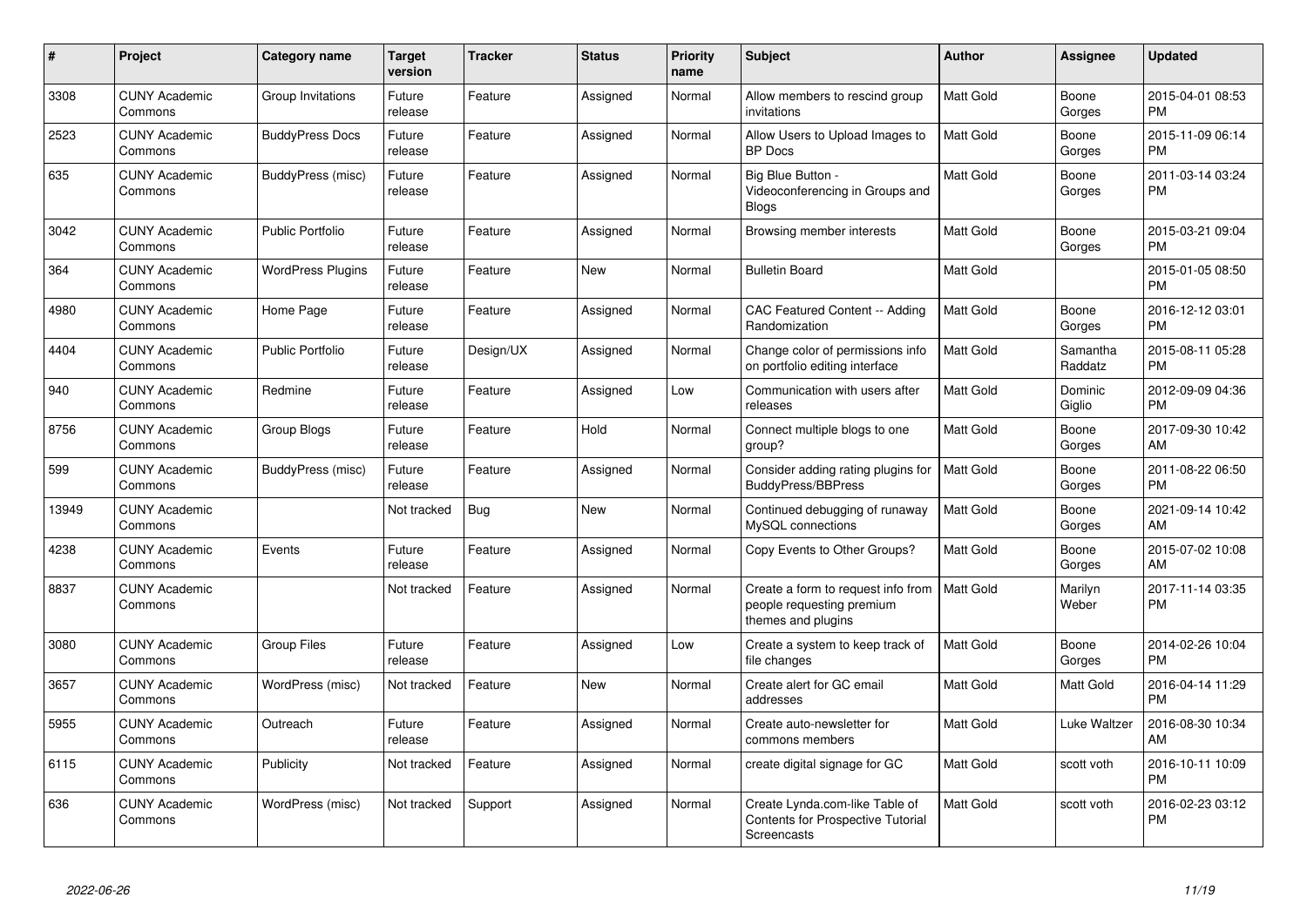| # | Project | Category name | Target version | Tracker | Status | Priority name | Subject | Author | Assignee | Updated |
|---|---|---|---|---|---|---|---|---|---|---|
| 3308 | CUNY Academic Commons | Group Invitations | Future release | Feature | Assigned | Normal | Allow members to rescind group invitations | Matt Gold | Boone Gorges | 2015-04-01 08:53 PM |
| 2523 | CUNY Academic Commons | BuddyPress Docs | Future release | Feature | Assigned | Normal | Allow Users to Upload Images to BP Docs | Matt Gold | Boone Gorges | 2015-11-09 06:14 PM |
| 635 | CUNY Academic Commons | BuddyPress (misc) | Future release | Feature | Assigned | Normal | Big Blue Button - Videoconferencing in Groups and Blogs | Matt Gold | Boone Gorges | 2011-03-14 03:24 PM |
| 3042 | CUNY Academic Commons | Public Portfolio | Future release | Feature | Assigned | Normal | Browsing member interests | Matt Gold | Boone Gorges | 2015-03-21 09:04 PM |
| 364 | CUNY Academic Commons | WordPress Plugins | Future release | Feature | New | Normal | Bulletin Board | Matt Gold | | 2015-01-05 08:50 PM |
| 4980 | CUNY Academic Commons | Home Page | Future release | Feature | Assigned | Normal | CAC Featured Content -- Adding Randomization | Matt Gold | Boone Gorges | 2016-12-12 03:01 PM |
| 4404 | CUNY Academic Commons | Public Portfolio | Future release | Design/UX | Assigned | Normal | Change color of permissions info on portfolio editing interface | Matt Gold | Samantha Raddatz | 2015-08-11 05:28 PM |
| 940 | CUNY Academic Commons | Redmine | Future release | Feature | Assigned | Low | Communication with users after releases | Matt Gold | Dominic Giglio | 2012-09-09 04:36 PM |
| 8756 | CUNY Academic Commons | Group Blogs | Future release | Feature | Hold | Normal | Connect multiple blogs to one group? | Matt Gold | Boone Gorges | 2017-09-30 10:42 AM |
| 599 | CUNY Academic Commons | BuddyPress (misc) | Future release | Feature | Assigned | Normal | Consider adding rating plugins for BuddyPress/BBPress | Matt Gold | Boone Gorges | 2011-08-22 06:50 PM |
| 13949 | CUNY Academic Commons | | Not tracked | Bug | New | Normal | Continued debugging of runaway MySQL connections | Matt Gold | Boone Gorges | 2021-09-14 10:42 AM |
| 4238 | CUNY Academic Commons | Events | Future release | Feature | Assigned | Normal | Copy Events to Other Groups? | Matt Gold | Boone Gorges | 2015-07-02 10:08 AM |
| 8837 | CUNY Academic Commons | | Not tracked | Feature | Assigned | Normal | Create a form to request info from people requesting premium themes and plugins | Matt Gold | Marilyn Weber | 2017-11-14 03:35 PM |
| 3080 | CUNY Academic Commons | Group Files | Future release | Feature | Assigned | Low | Create a system to keep track of file changes | Matt Gold | Boone Gorges | 2014-02-26 10:04 PM |
| 3657 | CUNY Academic Commons | WordPress (misc) | Not tracked | Feature | New | Normal | Create alert for GC email addresses | Matt Gold | Matt Gold | 2016-04-14 11:29 PM |
| 5955 | CUNY Academic Commons | Outreach | Future release | Feature | Assigned | Normal | Create auto-newsletter for commons members | Matt Gold | Luke Waltzer | 2016-08-30 10:34 AM |
| 6115 | CUNY Academic Commons | Publicity | Not tracked | Feature | Assigned | Normal | create digital signage for GC | Matt Gold | scott voth | 2016-10-11 10:09 PM |
| 636 | CUNY Academic Commons | WordPress (misc) | Not tracked | Support | Assigned | Normal | Create Lynda.com-like Table of Contents for Prospective Tutorial Screencasts | Matt Gold | scott voth | 2016-02-23 03:12 PM |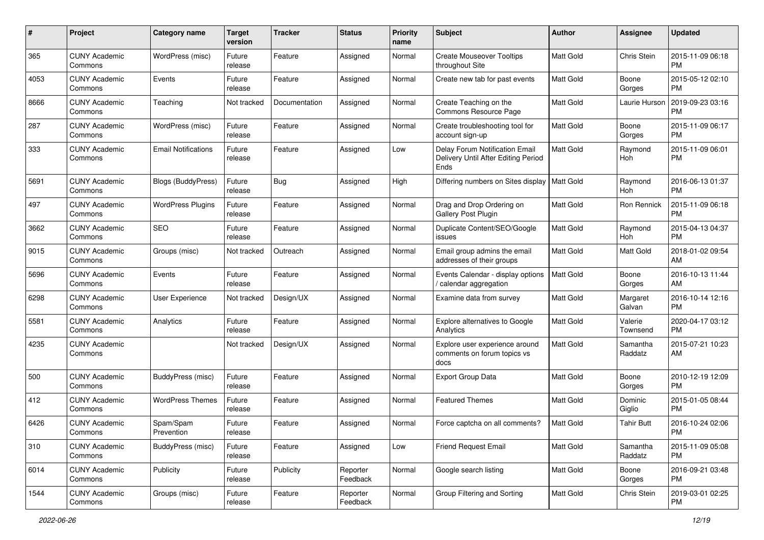| # | Project | Category name | Target version | Tracker | Status | Priority name | Subject | Author | Assignee | Updated |
|---|---|---|---|---|---|---|---|---|---|---|
| 365 | CUNY Academic Commons | WordPress (misc) | Future release | Feature | Assigned | Normal | Create Mouseover Tooltips throughout Site | Matt Gold | Chris Stein | 2015-11-09 06:18 PM |
| 4053 | CUNY Academic Commons | Events | Future release | Feature | Assigned | Normal | Create new tab for past events | Matt Gold | Boone Gorges | 2015-05-12 02:10 PM |
| 8666 | CUNY Academic Commons | Teaching | Not tracked | Documentation | Assigned | Normal | Create Teaching on the Commons Resource Page | Matt Gold | Laurie Hurson | 2019-09-23 03:16 PM |
| 287 | CUNY Academic Commons | WordPress (misc) | Future release | Feature | Assigned | Normal | Create troubleshooting tool for account sign-up | Matt Gold | Boone Gorges | 2015-11-09 06:17 PM |
| 333 | CUNY Academic Commons | Email Notifications | Future release | Feature | Assigned | Low | Delay Forum Notification Email Delivery Until After Editing Period Ends | Matt Gold | Raymond Hoh | 2015-11-09 06:01 PM |
| 5691 | CUNY Academic Commons | Blogs (BuddyPress) | Future release | Bug | Assigned | High | Differing numbers on Sites display | Matt Gold | Raymond Hoh | 2016-06-13 01:37 PM |
| 497 | CUNY Academic Commons | WordPress Plugins | Future release | Feature | Assigned | Normal | Drag and Drop Ordering on Gallery Post Plugin | Matt Gold | Ron Rennick | 2015-11-09 06:18 PM |
| 3662 | CUNY Academic Commons | SEO | Future release | Feature | Assigned | Normal | Duplicate Content/SEO/Google issues | Matt Gold | Raymond Hoh | 2015-04-13 04:37 PM |
| 9015 | CUNY Academic Commons | Groups (misc) | Not tracked | Outreach | Assigned | Normal | Email group admins the email addresses of their groups | Matt Gold | Matt Gold | 2018-01-02 09:54 AM |
| 5696 | CUNY Academic Commons | Events | Future release | Feature | Assigned | Normal | Events Calendar - display options / calendar aggregation | Matt Gold | Boone Gorges | 2016-10-13 11:44 AM |
| 6298 | CUNY Academic Commons | User Experience | Not tracked | Design/UX | Assigned | Normal | Examine data from survey | Matt Gold | Margaret Galvan | 2016-10-14 12:16 PM |
| 5581 | CUNY Academic Commons | Analytics | Future release | Feature | Assigned | Normal | Explore alternatives to Google Analytics | Matt Gold | Valerie Townsend | 2020-04-17 03:12 PM |
| 4235 | CUNY Academic Commons | | Not tracked | Design/UX | Assigned | Normal | Explore user experience around comments on forum topics vs docs | Matt Gold | Samantha Raddatz | 2015-07-21 10:23 AM |
| 500 | CUNY Academic Commons | BuddyPress (misc) | Future release | Feature | Assigned | Normal | Export Group Data | Matt Gold | Boone Gorges | 2010-12-19 12:09 PM |
| 412 | CUNY Academic Commons | WordPress Themes | Future release | Feature | Assigned | Normal | Featured Themes | Matt Gold | Dominic Giglio | 2015-01-05 08:44 PM |
| 6426 | CUNY Academic Commons | Spam/Spam Prevention | Future release | Feature | Assigned | Normal | Force captcha on all comments? | Matt Gold | Tahir Butt | 2016-10-24 02:06 PM |
| 310 | CUNY Academic Commons | BuddyPress (misc) | Future release | Feature | Assigned | Low | Friend Request Email | Matt Gold | Samantha Raddatz | 2015-11-09 05:08 PM |
| 6014 | CUNY Academic Commons | Publicity | Future release | Publicity | Reporter Feedback | Normal | Google search listing | Matt Gold | Boone Gorges | 2016-09-21 03:48 PM |
| 1544 | CUNY Academic Commons | Groups (misc) | Future release | Feature | Reporter Feedback | Normal | Group Filtering and Sorting | Matt Gold | Chris Stein | 2019-03-01 02:25 PM |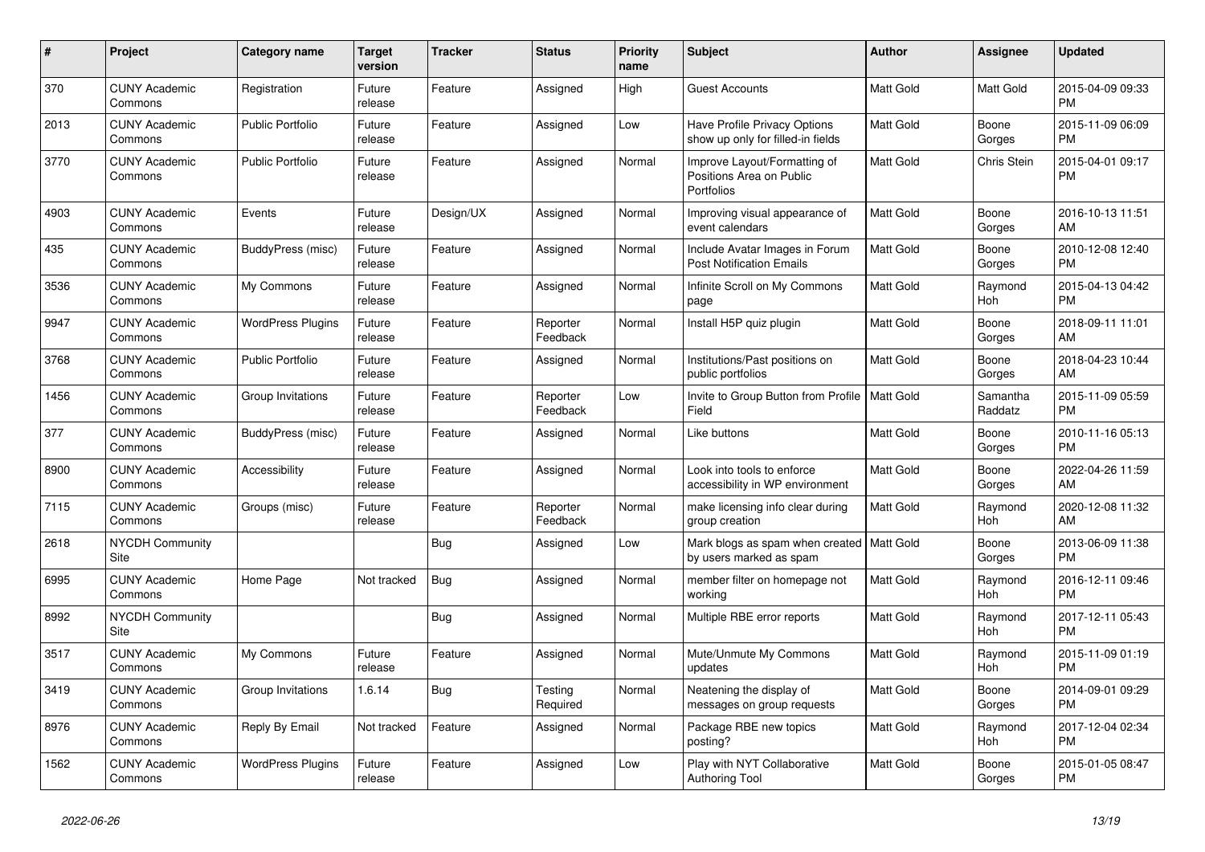| # | Project | Category name | Target version | Tracker | Status | Priority name | Subject | Author | Assignee | Updated |
|---|---|---|---|---|---|---|---|---|---|---|
| 370 | CUNY Academic Commons | Registration | Future release | Feature | Assigned | High | Guest Accounts | Matt Gold | Matt Gold | 2015-04-09 09:33 PM |
| 2013 | CUNY Academic Commons | Public Portfolio | Future release | Feature | Assigned | Low | Have Profile Privacy Options show up only for filled-in fields | Matt Gold | Boone Gorges | 2015-11-09 06:09 PM |
| 3770 | CUNY Academic Commons | Public Portfolio | Future release | Feature | Assigned | Normal | Improve Layout/Formatting of Positions Area on Public Portfolios | Matt Gold | Chris Stein | 2015-04-01 09:17 PM |
| 4903 | CUNY Academic Commons | Events | Future release | Design/UX | Assigned | Normal | Improving visual appearance of event calendars | Matt Gold | Boone Gorges | 2016-10-13 11:51 AM |
| 435 | CUNY Academic Commons | BuddyPress (misc) | Future release | Feature | Assigned | Normal | Include Avatar Images in Forum Post Notification Emails | Matt Gold | Boone Gorges | 2010-12-08 12:40 PM |
| 3536 | CUNY Academic Commons | My Commons | Future release | Feature | Assigned | Normal | Infinite Scroll on My Commons page | Matt Gold | Raymond Hoh | 2015-04-13 04:42 PM |
| 9947 | CUNY Academic Commons | WordPress Plugins | Future release | Feature | Reporter Feedback | Normal | Install H5P quiz plugin | Matt Gold | Boone Gorges | 2018-09-11 11:01 AM |
| 3768 | CUNY Academic Commons | Public Portfolio | Future release | Feature | Assigned | Normal | Institutions/Past positions on public portfolios | Matt Gold | Boone Gorges | 2018-04-23 10:44 AM |
| 1456 | CUNY Academic Commons | Group Invitations | Future release | Feature | Reporter Feedback | Low | Invite to Group Button from Profile Field | Matt Gold | Samantha Raddatz | 2015-11-09 05:59 PM |
| 377 | CUNY Academic Commons | BuddyPress (misc) | Future release | Feature | Assigned | Normal | Like buttons | Matt Gold | Boone Gorges | 2010-11-16 05:13 PM |
| 8900 | CUNY Academic Commons | Accessibility | Future release | Feature | Assigned | Normal | Look into tools to enforce accessibility in WP environment | Matt Gold | Boone Gorges | 2022-04-26 11:59 AM |
| 7115 | CUNY Academic Commons | Groups (misc) | Future release | Feature | Reporter Feedback | Normal | make licensing info clear during group creation | Matt Gold | Raymond Hoh | 2020-12-08 11:32 AM |
| 2618 | NYCDH Community Site | | | Bug | Assigned | Low | Mark blogs as spam when created by users marked as spam | Matt Gold | Boone Gorges | 2013-06-09 11:38 PM |
| 6995 | CUNY Academic Commons | Home Page | Not tracked | Bug | Assigned | Normal | member filter on homepage not working | Matt Gold | Raymond Hoh | 2016-12-11 09:46 PM |
| 8992 | NYCDH Community Site | | | Bug | Assigned | Normal | Multiple RBE error reports | Matt Gold | Raymond Hoh | 2017-12-11 05:43 PM |
| 3517 | CUNY Academic Commons | My Commons | Future release | Feature | Assigned | Normal | Mute/Unmute My Commons updates | Matt Gold | Raymond Hoh | 2015-11-09 01:19 PM |
| 3419 | CUNY Academic Commons | Group Invitations | 1.6.14 | Bug | Testing Required | Normal | Neatening the display of messages on group requests | Matt Gold | Boone Gorges | 2014-09-01 09:29 PM |
| 8976 | CUNY Academic Commons | Reply By Email | Not tracked | Feature | Assigned | Normal | Package RBE new topics posting? | Matt Gold | Raymond Hoh | 2017-12-04 02:34 PM |
| 1562 | CUNY Academic Commons | WordPress Plugins | Future release | Feature | Assigned | Low | Play with NYT Collaborative Authoring Tool | Matt Gold | Boone Gorges | 2015-01-05 08:47 PM |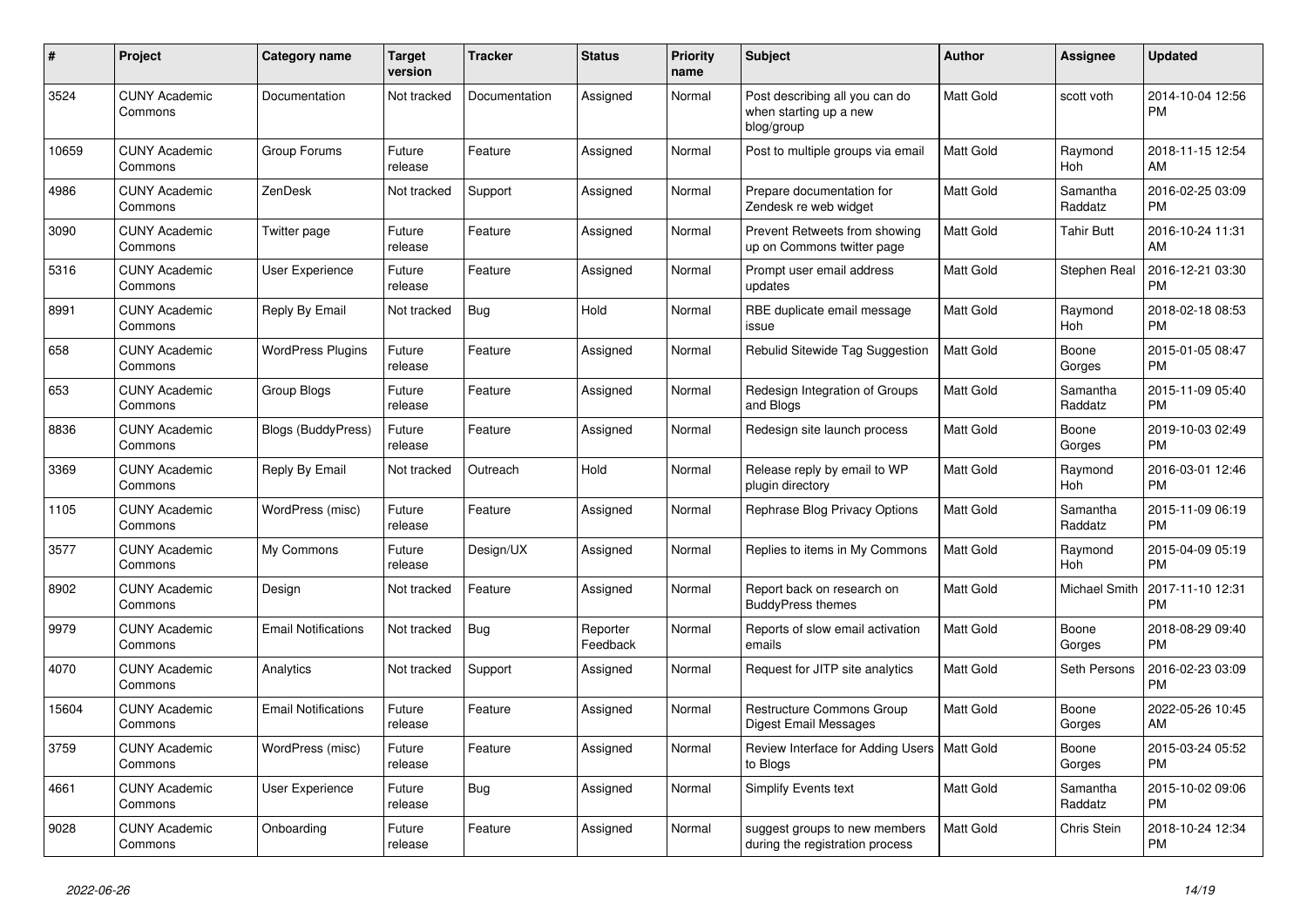| # | Project | Category name | Target version | Tracker | Status | Priority name | Subject | Author | Assignee | Updated |
|---|---|---|---|---|---|---|---|---|---|---|
| 3524 | CUNY Academic Commons | Documentation | Not tracked | Documentation | Assigned | Normal | Post describing all you can do when starting up a new blog/group | Matt Gold | scott voth | 2014-10-04 12:56 PM |
| 10659 | CUNY Academic Commons | Group Forums | Future release | Feature | Assigned | Normal | Post to multiple groups via email | Matt Gold | Raymond Hoh | 2018-11-15 12:54 AM |
| 4986 | CUNY Academic Commons | ZenDesk | Not tracked | Support | Assigned | Normal | Prepare documentation for Zendesk re web widget | Matt Gold | Samantha Raddatz | 2016-02-25 03:09 PM |
| 3090 | CUNY Academic Commons | Twitter page | Future release | Feature | Assigned | Normal | Prevent Retweets from showing up on Commons twitter page | Matt Gold | Tahir Butt | 2016-10-24 11:31 AM |
| 5316 | CUNY Academic Commons | User Experience | Future release | Feature | Assigned | Normal | Prompt user email address updates | Matt Gold | Stephen Real | 2016-12-21 03:30 PM |
| 8991 | CUNY Academic Commons | Reply By Email | Not tracked | Bug | Hold | Normal | RBE duplicate email message issue | Matt Gold | Raymond Hoh | 2018-02-18 08:53 PM |
| 658 | CUNY Academic Commons | WordPress Plugins | Future release | Feature | Assigned | Normal | Rebulid Sitewide Tag Suggestion | Matt Gold | Boone Gorges | 2015-01-05 08:47 PM |
| 653 | CUNY Academic Commons | Group Blogs | Future release | Feature | Assigned | Normal | Redesign Integration of Groups and Blogs | Matt Gold | Samantha Raddatz | 2015-11-09 05:40 PM |
| 8836 | CUNY Academic Commons | Blogs (BuddyPress) | Future release | Feature | Assigned | Normal | Redesign site launch process | Matt Gold | Boone Gorges | 2019-10-03 02:49 PM |
| 3369 | CUNY Academic Commons | Reply By Email | Not tracked | Outreach | Hold | Normal | Release reply by email to WP plugin directory | Matt Gold | Raymond Hoh | 2016-03-01 12:46 PM |
| 1105 | CUNY Academic Commons | WordPress (misc) | Future release | Feature | Assigned | Normal | Rephrase Blog Privacy Options | Matt Gold | Samantha Raddatz | 2015-11-09 06:19 PM |
| 3577 | CUNY Academic Commons | My Commons | Future release | Design/UX | Assigned | Normal | Replies to items in My Commons | Matt Gold | Raymond Hoh | 2015-04-09 05:19 PM |
| 8902 | CUNY Academic Commons | Design | Not tracked | Feature | Assigned | Normal | Report back on research on BuddyPress themes | Matt Gold | Michael Smith | 2017-11-10 12:31 PM |
| 9979 | CUNY Academic Commons | Email Notifications | Not tracked | Bug | Reporter Feedback | Normal | Reports of slow email activation emails | Matt Gold | Boone Gorges | 2018-08-29 09:40 PM |
| 4070 | CUNY Academic Commons | Analytics | Not tracked | Support | Assigned | Normal | Request for JITP site analytics | Matt Gold | Seth Persons | 2016-02-23 03:09 PM |
| 15604 | CUNY Academic Commons | Email Notifications | Future release | Feature | Assigned | Normal | Restructure Commons Group Digest Email Messages | Matt Gold | Boone Gorges | 2022-05-26 10:45 AM |
| 3759 | CUNY Academic Commons | WordPress (misc) | Future release | Feature | Assigned | Normal | Review Interface for Adding Users to Blogs | Matt Gold | Boone Gorges | 2015-03-24 05:52 PM |
| 4661 | CUNY Academic Commons | User Experience | Future release | Bug | Assigned | Normal | Simplify Events text | Matt Gold | Samantha Raddatz | 2015-10-02 09:06 PM |
| 9028 | CUNY Academic Commons | Onboarding | Future release | Feature | Assigned | Normal | suggest groups to new members during the registration process | Matt Gold | Chris Stein | 2018-10-24 12:34 PM |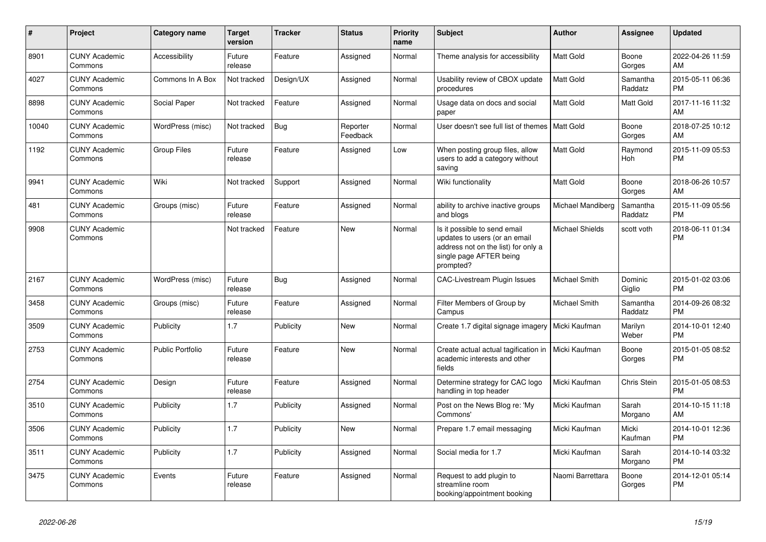| # | Project | Category name | Target version | Tracker | Status | Priority name | Subject | Author | Assignee | Updated |
|---|---|---|---|---|---|---|---|---|---|---|
| 8901 | CUNY Academic Commons | Accessibility | Future release | Feature | Assigned | Normal | Theme analysis for accessibility | Matt Gold | Boone Gorges | 2022-04-26 11:59 AM |
| 4027 | CUNY Academic Commons | Commons In A Box | Not tracked | Design/UX | Assigned | Normal | Usability review of CBOX update procedures | Matt Gold | Samantha Raddatz | 2015-05-11 06:36 PM |
| 8898 | CUNY Academic Commons | Social Paper | Not tracked | Feature | Assigned | Normal | Usage data on docs and social paper | Matt Gold | Matt Gold | 2017-11-16 11:32 AM |
| 10040 | CUNY Academic Commons | WordPress (misc) | Not tracked | Bug | Reporter Feedback | Normal | User doesn't see full list of themes | Matt Gold | Boone Gorges | 2018-07-25 10:12 AM |
| 1192 | CUNY Academic Commons | Group Files | Future release | Feature | Assigned | Low | When posting group files, allow users to add a category without saving | Matt Gold | Raymond Hoh | 2015-11-09 05:53 PM |
| 9941 | CUNY Academic Commons | Wiki | Not tracked | Support | Assigned | Normal | Wiki functionality | Matt Gold | Boone Gorges | 2018-06-26 10:57 AM |
| 481 | CUNY Academic Commons | Groups (misc) | Future release | Feature | Assigned | Normal | ability to archive inactive groups and blogs | Michael Mandiberg | Samantha Raddatz | 2015-11-09 05:56 PM |
| 9908 | CUNY Academic Commons | | Not tracked | Feature | New | Normal | Is it possible to send email updates to users (or an email address not on the list) for only a single page AFTER being prompted? | Michael Shields | scott voth | 2018-06-11 01:34 PM |
| 2167 | CUNY Academic Commons | WordPress (misc) | Future release | Bug | Assigned | Normal | CAC-Livestream Plugin Issues | Michael Smith | Dominic Giglio | 2015-01-02 03:06 PM |
| 3458 | CUNY Academic Commons | Groups (misc) | Future release | Feature | Assigned | Normal | Filter Members of Group by Campus | Michael Smith | Samantha Raddatz | 2014-09-26 08:32 PM |
| 3509 | CUNY Academic Commons | Publicity | 1.7 | Publicity | New | Normal | Create 1.7 digital signage imagery | Micki Kaufman | Marilyn Weber | 2014-10-01 12:40 PM |
| 2753 | CUNY Academic Commons | Public Portfolio | Future release | Feature | New | Normal | Create actual actual tagification in academic interests and other fields | Micki Kaufman | Boone Gorges | 2015-01-05 08:52 PM |
| 2754 | CUNY Academic Commons | Design | Future release | Feature | Assigned | Normal | Determine strategy for CAC logo handling in top header | Micki Kaufman | Chris Stein | 2015-01-05 08:53 PM |
| 3510 | CUNY Academic Commons | Publicity | 1.7 | Publicity | Assigned | Normal | Post on the News Blog re: 'My Commons' | Micki Kaufman | Sarah Morgano | 2014-10-15 11:18 AM |
| 3506 | CUNY Academic Commons | Publicity | 1.7 | Publicity | New | Normal | Prepare 1.7 email messaging | Micki Kaufman | Micki Kaufman | 2014-10-01 12:36 PM |
| 3511 | CUNY Academic Commons | Publicity | 1.7 | Publicity | Assigned | Normal | Social media for 1.7 | Micki Kaufman | Sarah Morgano | 2014-10-14 03:32 PM |
| 3475 | CUNY Academic Commons | Events | Future release | Feature | Assigned | Normal | Request to add plugin to streamline room booking/appointment booking | Naomi Barrettara | Boone Gorges | 2014-12-01 05:14 PM |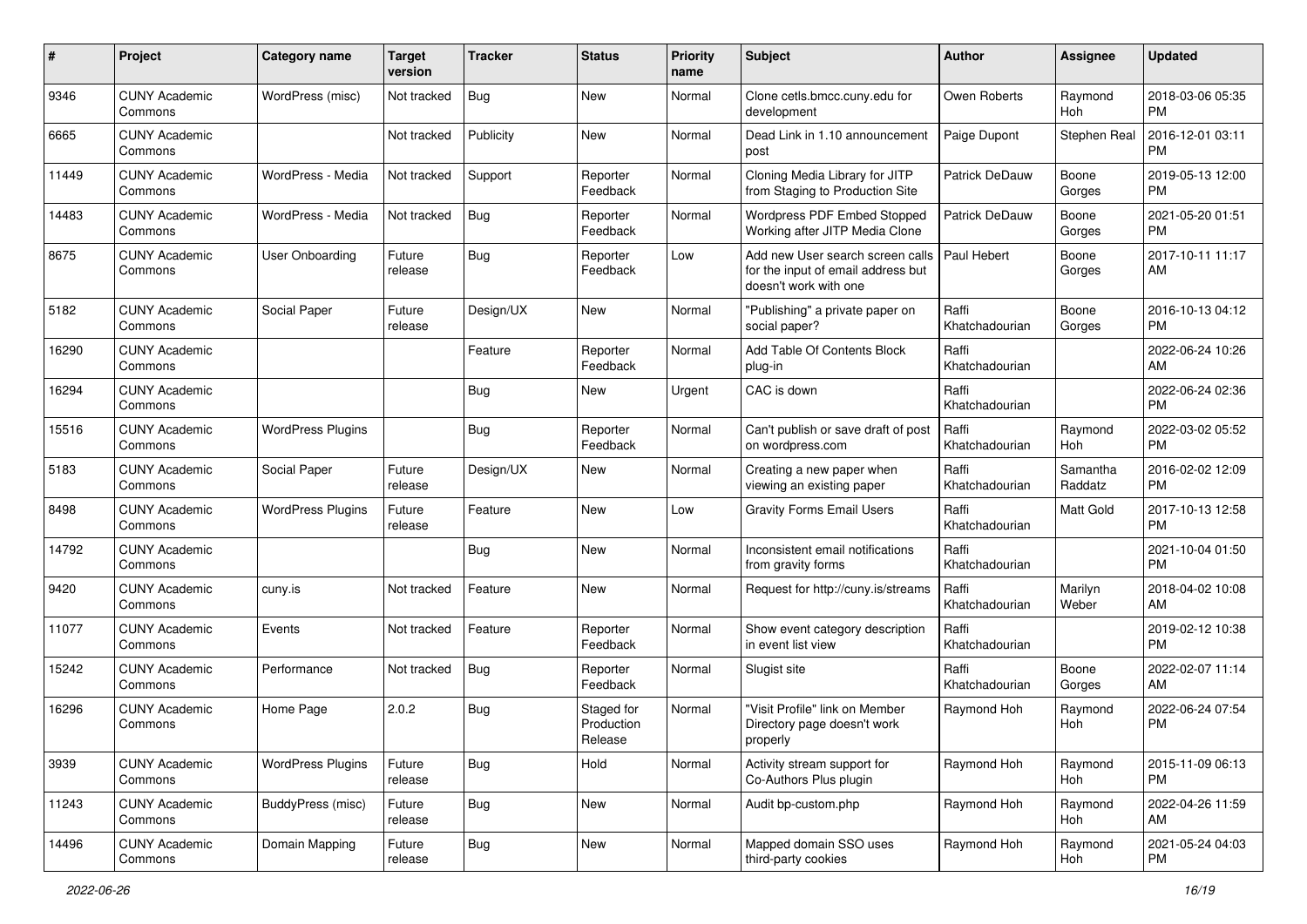| # | Project | Category name | Target version | Tracker | Status | Priority name | Subject | Author | Assignee | Updated |
|---|---|---|---|---|---|---|---|---|---|---|
| 9346 | CUNY Academic Commons | WordPress (misc) | Not tracked | Bug | New | Normal | Clone cetls.bmcc.cuny.edu for development | Owen Roberts | Raymond Hoh | 2018-03-06 05:35 PM |
| 6665 | CUNY Academic Commons | | Not tracked | Publicity | New | Normal | Dead Link in 1.10 announcement post | Paige Dupont | Stephen Real | 2016-12-01 03:11 PM |
| 11449 | CUNY Academic Commons | WordPress - Media | Not tracked | Support | Reporter Feedback | Normal | Cloning Media Library for JITP from Staging to Production Site | Patrick DeDauw | Boone Gorges | 2019-05-13 12:00 PM |
| 14483 | CUNY Academic Commons | WordPress - Media | Not tracked | Bug | Reporter Feedback | Normal | Wordpress PDF Embed Stopped Working after JITP Media Clone | Patrick DeDauw | Boone Gorges | 2021-05-20 01:51 PM |
| 8675 | CUNY Academic Commons | User Onboarding | Future release | Bug | Reporter Feedback | Low | Add new User search screen calls for the input of email address but doesn't work with one | Paul Hebert | Boone Gorges | 2017-10-11 11:17 AM |
| 5182 | CUNY Academic Commons | Social Paper | Future release | Design/UX | New | Normal | "Publishing" a private paper on social paper? | Raffi Khatchadourian | Boone Gorges | 2016-10-13 04:12 PM |
| 16290 | CUNY Academic Commons | | | Feature | Reporter Feedback | Normal | Add Table Of Contents Block plug-in | Raffi Khatchadourian | | 2022-06-24 10:26 AM |
| 16294 | CUNY Academic Commons | | | Bug | New | Urgent | CAC is down | Raffi Khatchadourian | | 2022-06-24 02:36 PM |
| 15516 | CUNY Academic Commons | WordPress Plugins | | Bug | Reporter Feedback | Normal | Can't publish or save draft of post on wordpress.com | Raffi Khatchadourian | Raymond Hoh | 2022-03-02 05:52 PM |
| 5183 | CUNY Academic Commons | Social Paper | Future release | Design/UX | New | Normal | Creating a new paper when viewing an existing paper | Raffi Khatchadourian | Samantha Raddatz | 2016-02-02 12:09 PM |
| 8498 | CUNY Academic Commons | WordPress Plugins | Future release | Feature | New | Low | Gravity Forms Email Users | Raffi Khatchadourian | Matt Gold | 2017-10-13 12:58 PM |
| 14792 | CUNY Academic Commons | | | Bug | New | Normal | Inconsistent email notifications from gravity forms | Raffi Khatchadourian | | 2021-10-04 01:50 PM |
| 9420 | CUNY Academic Commons | cuny.is | Not tracked | Feature | New | Normal | Request for http://cuny.is/streams | Raffi Khatchadourian | Marilyn Weber | 2018-04-02 10:08 AM |
| 11077 | CUNY Academic Commons | Events | Not tracked | Feature | Reporter Feedback | Normal | Show event category description in event list view | Raffi Khatchadourian | | 2019-02-12 10:38 PM |
| 15242 | CUNY Academic Commons | Performance | Not tracked | Bug | Reporter Feedback | Normal | Slugist site | Raffi Khatchadourian | Boone Gorges | 2022-02-07 11:14 AM |
| 16296 | CUNY Academic Commons | Home Page | 2.0.2 | Bug | Staged for Production Release | Normal | "Visit Profile" link on Member Directory page doesn't work properly | Raymond Hoh | Raymond Hoh | 2022-06-24 07:54 PM |
| 3939 | CUNY Academic Commons | WordPress Plugins | Future release | Bug | Hold | Normal | Activity stream support for Co-Authors Plus plugin | Raymond Hoh | Raymond Hoh | 2015-11-09 06:13 PM |
| 11243 | CUNY Academic Commons | BuddyPress (misc) | Future release | Bug | New | Normal | Audit bp-custom.php | Raymond Hoh | Raymond Hoh | 2022-04-26 11:59 AM |
| 14496 | CUNY Academic Commons | Domain Mapping | Future release | Bug | New | Normal | Mapped domain SSO uses third-party cookies | Raymond Hoh | Raymond Hoh | 2021-05-24 04:03 PM |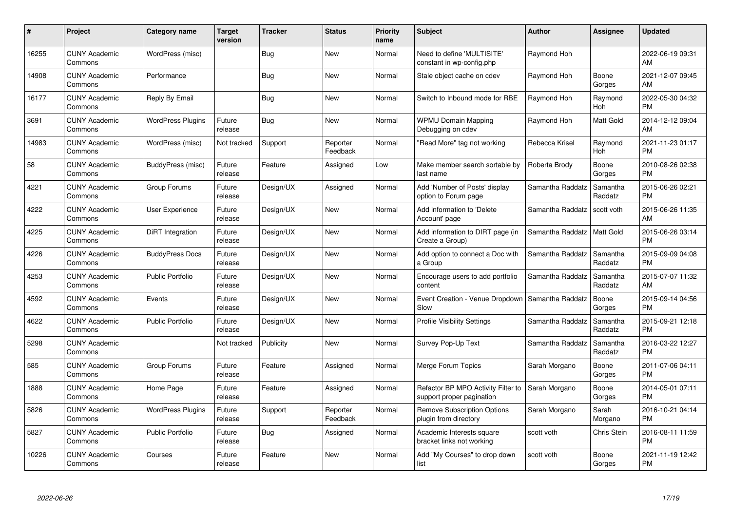| # | Project | Category name | Target version | Tracker | Status | Priority name | Subject | Author | Assignee | Updated |
|---|---|---|---|---|---|---|---|---|---|---|
| 16255 | CUNY Academic Commons | WordPress (misc) | | Bug | New | Normal | Need to define 'MULTISITE' constant in wp-config.php | Raymond Hoh | | 2022-06-19 09:31 AM |
| 14908 | CUNY Academic Commons | Performance | | Bug | New | Normal | Stale object cache on cdev | Raymond Hoh | Boone Gorges | 2021-12-07 09:45 AM |
| 16177 | CUNY Academic Commons | Reply By Email | | Bug | New | Normal | Switch to Inbound mode for RBE | Raymond Hoh | Raymond Hoh | 2022-05-30 04:32 PM |
| 3691 | CUNY Academic Commons | WordPress Plugins | Future release | Bug | New | Normal | WPMU Domain Mapping Debugging on cdev | Raymond Hoh | Matt Gold | 2014-12-12 09:04 AM |
| 14983 | CUNY Academic Commons | WordPress (misc) | Not tracked | Support | Reporter Feedback | Normal | "Read More" tag not working | Rebecca Krisel | Raymond Hoh | 2021-11-23 01:17 PM |
| 58 | CUNY Academic Commons | BuddyPress (misc) | Future release | Feature | Assigned | Low | Make member search sortable by last name | Roberta Brody | Boone Gorges | 2010-08-26 02:38 PM |
| 4221 | CUNY Academic Commons | Group Forums | Future release | Design/UX | Assigned | Normal | Add 'Number of Posts' display option to Forum page | Samantha Raddatz | Samantha Raddatz | 2015-06-26 02:21 PM |
| 4222 | CUNY Academic Commons | User Experience | Future release | Design/UX | New | Normal | Add information to 'Delete Account' page | Samantha Raddatz | scott voth | 2015-06-26 11:35 AM |
| 4225 | CUNY Academic Commons | DiRT Integration | Future release | Design/UX | New | Normal | Add information to DIRT page (in Create a Group) | Samantha Raddatz | Matt Gold | 2015-06-26 03:14 PM |
| 4226 | CUNY Academic Commons | BuddyPress Docs | Future release | Design/UX | New | Normal | Add option to connect a Doc with a Group | Samantha Raddatz | Samantha Raddatz | 2015-09-09 04:08 PM |
| 4253 | CUNY Academic Commons | Public Portfolio | Future release | Design/UX | New | Normal | Encourage users to add portfolio content | Samantha Raddatz | Samantha Raddatz | 2015-07-07 11:32 AM |
| 4592 | CUNY Academic Commons | Events | Future release | Design/UX | New | Normal | Event Creation - Venue Dropdown Slow | Samantha Raddatz | Boone Gorges | 2015-09-14 04:56 PM |
| 4622 | CUNY Academic Commons | Public Portfolio | Future release | Design/UX | New | Normal | Profile Visibility Settings | Samantha Raddatz | Samantha Raddatz | 2015-09-21 12:18 PM |
| 5298 | CUNY Academic Commons | | Not tracked | Publicity | New | Normal | Survey Pop-Up Text | Samantha Raddatz | Samantha Raddatz | 2016-03-22 12:27 PM |
| 585 | CUNY Academic Commons | Group Forums | Future release | Feature | Assigned | Normal | Merge Forum Topics | Sarah Morgano | Boone Gorges | 2011-07-06 04:11 PM |
| 1888 | CUNY Academic Commons | Home Page | Future release | Feature | Assigned | Normal | Refactor BP MPO Activity Filter to support proper pagination | Sarah Morgano | Boone Gorges | 2014-05-01 07:11 PM |
| 5826 | CUNY Academic Commons | WordPress Plugins | Future release | Support | Reporter Feedback | Normal | Remove Subscription Options plugin from directory | Sarah Morgano | Sarah Morgano | 2016-10-21 04:14 PM |
| 5827 | CUNY Academic Commons | Public Portfolio | Future release | Bug | Assigned | Normal | Academic Interests square bracket links not working | scott voth | Chris Stein | 2016-08-11 11:59 PM |
| 10226 | CUNY Academic Commons | Courses | Future release | Feature | New | Normal | Add "My Courses" to drop down list | scott voth | Boone Gorges | 2021-11-19 12:42 PM |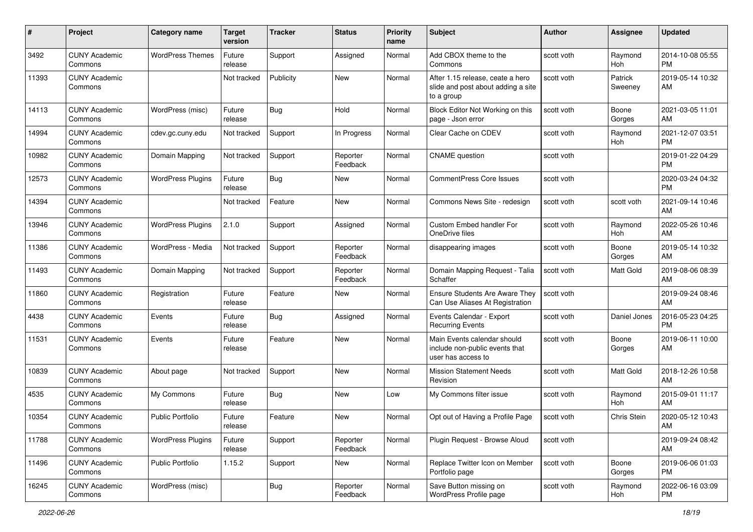| # | Project | Category name | Target version | Tracker | Status | Priority name | Subject | Author | Assignee | Updated |
|---|---|---|---|---|---|---|---|---|---|---|
| 3492 | CUNY Academic Commons | WordPress Themes | Future release | Support | Assigned | Normal | Add CBOX theme to the Commons | scott voth | Raymond Hoh | 2014-10-08 05:55 PM |
| 11393 | CUNY Academic Commons | | Not tracked | Publicity | New | Normal | After 1.15 release, ceate a hero slide and post about adding a site to a group | scott voth | Patrick Sweeney | 2019-05-14 10:32 AM |
| 14113 | CUNY Academic Commons | WordPress (misc) | Future release | Bug | Hold | Normal | Block Editor Not Working on this page - Json error | scott voth | Boone Gorges | 2021-03-05 11:01 AM |
| 14994 | CUNY Academic Commons | cdev.gc.cuny.edu | Not tracked | Support | In Progress | Normal | Clear Cache on CDEV | scott voth | Raymond Hoh | 2021-12-07 03:51 PM |
| 10982 | CUNY Academic Commons | Domain Mapping | Not tracked | Support | Reporter Feedback | Normal | CNAME question | scott voth | | 2019-01-22 04:29 PM |
| 12573 | CUNY Academic Commons | WordPress Plugins | Future release | Bug | New | Normal | CommentPress Core Issues | scott voth | | 2020-03-24 04:32 PM |
| 14394 | CUNY Academic Commons | | Not tracked | Feature | New | Normal | Commons News Site - redesign | scott voth | scott voth | 2021-09-14 10:46 AM |
| 13946 | CUNY Academic Commons | WordPress Plugins | 2.1.0 | Support | Assigned | Normal | Custom Embed handler For OneDrive files | scott voth | Raymond Hoh | 2022-05-26 10:46 AM |
| 11386 | CUNY Academic Commons | WordPress - Media | Not tracked | Support | Reporter Feedback | Normal | disappearing images | scott voth | Boone Gorges | 2019-05-14 10:32 AM |
| 11493 | CUNY Academic Commons | Domain Mapping | Not tracked | Support | Reporter Feedback | Normal | Domain Mapping Request - Talia Schaffer | scott voth | Matt Gold | 2019-08-06 08:39 AM |
| 11860 | CUNY Academic Commons | Registration | Future release | Feature | New | Normal | Ensure Students Are Aware They Can Use Aliases At Registration | scott voth | | 2019-09-24 08:46 AM |
| 4438 | CUNY Academic Commons | Events | Future release | Bug | Assigned | Normal | Events Calendar - Export Recurring Events | scott voth | Daniel Jones | 2016-05-23 04:25 PM |
| 11531 | CUNY Academic Commons | Events | Future release | Feature | New | Normal | Main Events calendar should include non-public events that user has access to | scott voth | Boone Gorges | 2019-06-11 10:00 AM |
| 10839 | CUNY Academic Commons | About page | Not tracked | Support | New | Normal | Mission Statement Needs Revision | scott voth | Matt Gold | 2018-12-26 10:58 AM |
| 4535 | CUNY Academic Commons | My Commons | Future release | Bug | New | Low | My Commons filter issue | scott voth | Raymond Hoh | 2015-09-01 11:17 AM |
| 10354 | CUNY Academic Commons | Public Portfolio | Future release | Feature | New | Normal | Opt out of Having a Profile Page | scott voth | Chris Stein | 2020-05-12 10:43 AM |
| 11788 | CUNY Academic Commons | WordPress Plugins | Future release | Support | Reporter Feedback | Normal | Plugin Request - Browse Aloud | scott voth | | 2019-09-24 08:42 AM |
| 11496 | CUNY Academic Commons | Public Portfolio | 1.15.2 | Support | New | Normal | Replace Twitter Icon on Member Portfolio page | scott voth | Boone Gorges | 2019-06-06 01:03 PM |
| 16245 | CUNY Academic Commons | WordPress (misc) | | Bug | Reporter Feedback | Normal | Save Button missing on WordPress Profile page | scott voth | Raymond Hoh | 2022-06-16 03:09 PM |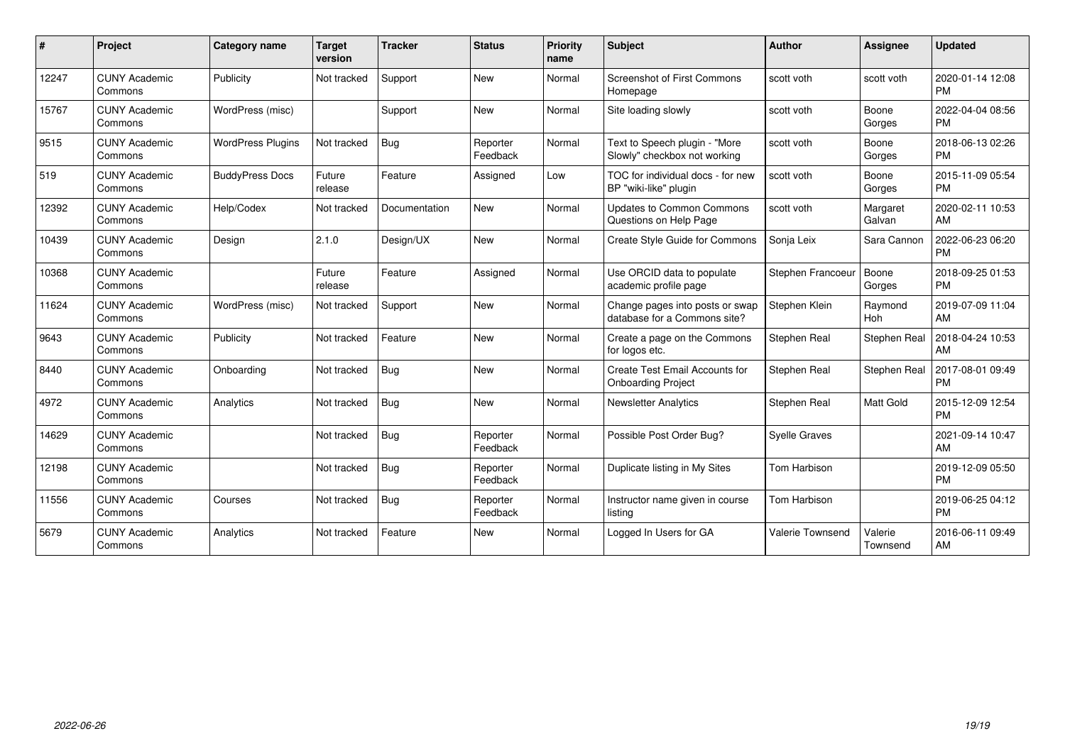| # | Project | Category name | Target version | Tracker | Status | Priority name | Subject | Author | Assignee | Updated |
|---|---|---|---|---|---|---|---|---|---|---|
| 12247 | CUNY Academic Commons | Publicity | Not tracked | Support | New | Normal | Screenshot of First Commons Homepage | scott voth | scott voth | 2020-01-14 12:08 PM |
| 15767 | CUNY Academic Commons | WordPress (misc) | | Support | New | Normal | Site loading slowly | scott voth | Boone Gorges | 2022-04-04 08:56 PM |
| 9515 | CUNY Academic Commons | WordPress Plugins | Not tracked | Bug | Reporter Feedback | Normal | Text to Speech plugin - "More Slowly" checkbox not working | scott voth | Boone Gorges | 2018-06-13 02:26 PM |
| 519 | CUNY Academic Commons | BuddyPress Docs | Future release | Feature | Assigned | Low | TOC for individual docs - for new BP "wiki-like" plugin | scott voth | Boone Gorges | 2015-11-09 05:54 PM |
| 12392 | CUNY Academic Commons | Help/Codex | Not tracked | Documentation | New | Normal | Updates to Common Commons Questions on Help Page | scott voth | Margaret Galvan | 2020-02-11 10:53 AM |
| 10439 | CUNY Academic Commons | Design | 2.1.0 | Design/UX | New | Normal | Create Style Guide for Commons | Sonja Leix | Sara Cannon | 2022-06-23 06:20 PM |
| 10368 | CUNY Academic Commons | | Future release | Feature | Assigned | Normal | Use ORCID data to populate academic profile page | Stephen Francoeur | Boone Gorges | 2018-09-25 01:53 PM |
| 11624 | CUNY Academic Commons | WordPress (misc) | Not tracked | Support | New | Normal | Change pages into posts or swap database for a Commons site? | Stephen Klein | Raymond Hoh | 2019-07-09 11:04 AM |
| 9643 | CUNY Academic Commons | Publicity | Not tracked | Feature | New | Normal | Create a page on the Commons for logos etc. | Stephen Real | Stephen Real | 2018-04-24 10:53 AM |
| 8440 | CUNY Academic Commons | Onboarding | Not tracked | Bug | New | Normal | Create Test Email Accounts for Onboarding Project | Stephen Real | Stephen Real | 2017-08-01 09:49 PM |
| 4972 | CUNY Academic Commons | Analytics | Not tracked | Bug | New | Normal | Newsletter Analytics | Stephen Real | Matt Gold | 2015-12-09 12:54 PM |
| 14629 | CUNY Academic Commons | | Not tracked | Bug | Reporter Feedback | Normal | Possible Post Order Bug? | Syelle Graves | | 2021-09-14 10:47 AM |
| 12198 | CUNY Academic Commons | | Not tracked | Bug | Reporter Feedback | Normal | Duplicate listing in My Sites | Tom Harbison | | 2019-12-09 05:50 PM |
| 11556 | CUNY Academic Commons | Courses | Not tracked | Bug | Reporter Feedback | Normal | Instructor name given in course listing | Tom Harbison | | 2019-06-25 04:12 PM |
| 5679 | CUNY Academic Commons | Analytics | Not tracked | Feature | New | Normal | Logged In Users for GA | Valerie Townsend | Valerie Townsend | 2016-06-11 09:49 AM |